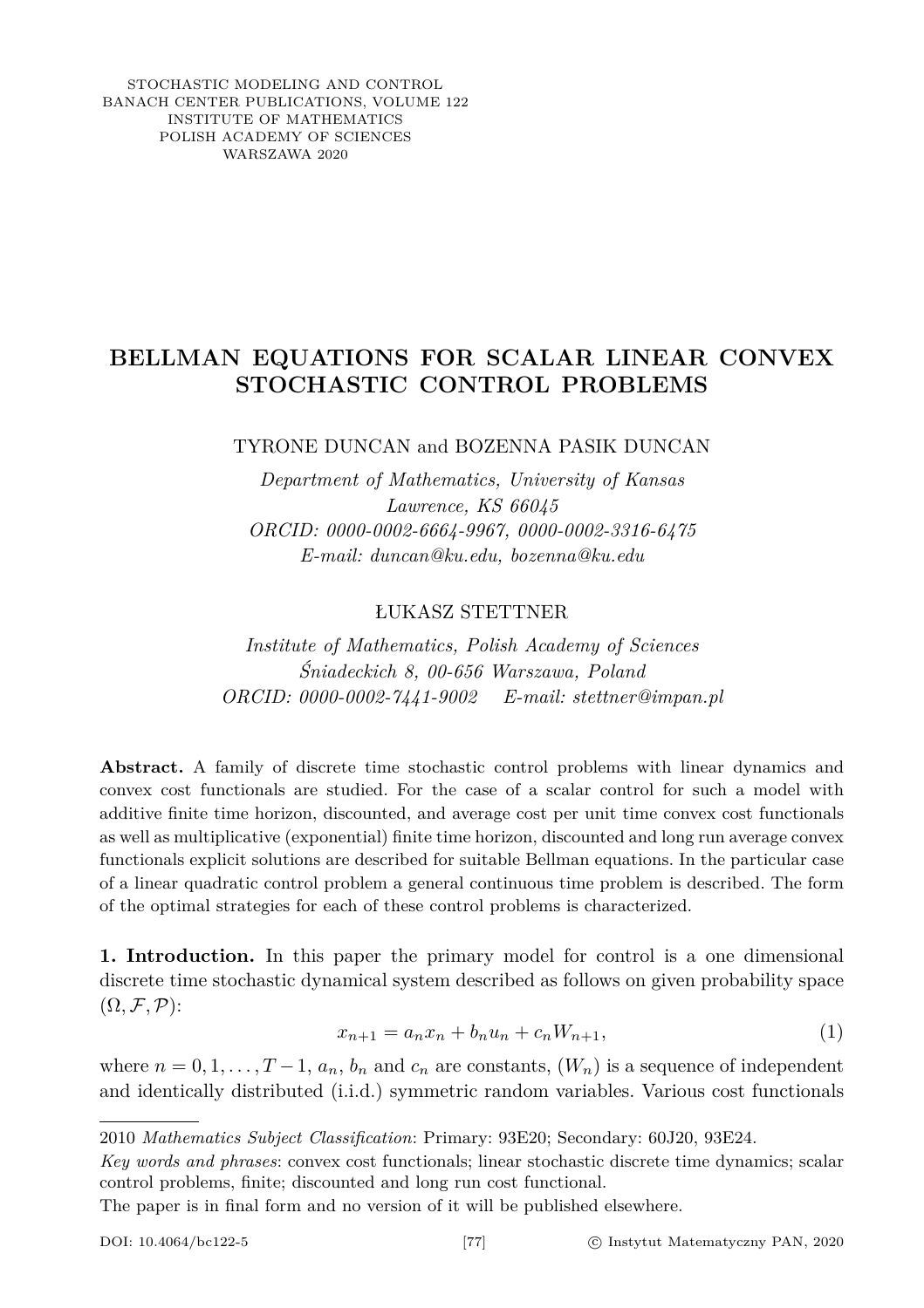STOCHASTIC MODELING AND CONTROL
BANACH CENTER PUBLICATIONS, VOLUME 122
INSTITUTE OF MATHEMATICS
POLISH ACADEMY OF SCIENCES
WARSZAWA 2020

# BELLMAN EQUATIONS FOR SCALAR LINEAR CONVEX STOCHASTIC CONTROL PROBLEMS

TYRONE DUNCAN and BOZENNA PASIK DUNCAN

*Department of Mathematics, University of Kansas*
*Lawrence, KS 66045*
*ORCID: 0000-0002-6664-9967, 0000-0002-3316-6475*
*E-mail: duncan@ku.edu, bozenna@ku.edu*

ŁUKASZ STETTNER

*Institute of Mathematics, Polish Academy of Sciences*
*Śniadeckich 8, 00-656 Warszawa, Poland*
*ORCID: 0000-0002-7441-9002 E-mail: stettner@impan.pl*

**Abstract.** A family of discrete time stochastic control problems with linear dynamics and convex cost functionals are studied. For the case of a scalar control for such a model with additive finite time horizon, discounted, and average cost per unit time convex cost functionals as well as multiplicative (exponential) finite time horizon, discounted and long run average convex functionals explicit solutions are described for suitable Bellman equations. In the particular case of a linear quadratic control problem a general continuous time problem is described. The form of the optimal strategies for each of these control problems is characterized.

**1. Introduction.** In this paper the primary model for control is a one dimensional discrete time stochastic dynamical system described as follows on given probability space $(\Omega, \mathcal{F}, \mathcal{P})$:

$$x_{n+1} = a_n x_n + b_n u_n + c_n W_{n+1}, \tag{1}$$

where $n = 0, 1, \ldots, T-1$, $a_n$, $b_n$ and $c_n$ are constants, $(W_n)$ is a sequence of independent and identically distributed (i.i.d.) symmetric random variables. Various cost functionals

---

2010 *Mathematics Subject Classification*: Primary: 93E20; Secondary: 60J20, 93E24.

*Key words and phrases*: convex cost functionals; linear stochastic discrete time dynamics; scalar control problems, finite; discounted and long run cost functional.

The paper is in final form and no version of it will be published elsewhere.

DOI: 10.4064/bc122-5 © Instytut Matematyczny PAN, 2020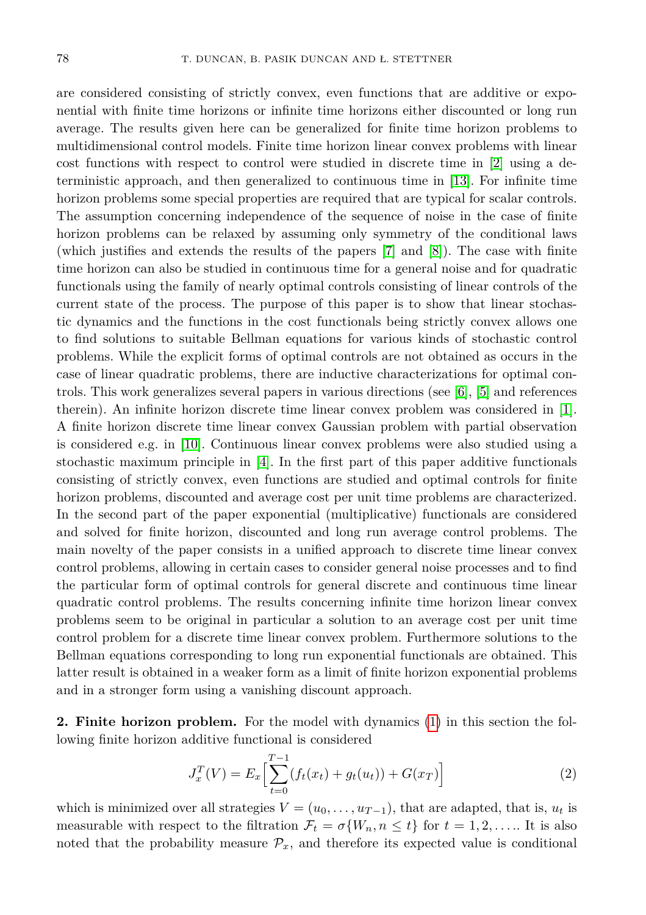are considered consisting of strictly convex, even functions that are additive or exponential with finite time horizons or infinite time horizons either discounted or long run average. The results given here can be generalized for finite time horizon problems to multidimensional control models. Finite time horizon linear convex problems with linear cost functions with respect to control were studied in discrete time in [2] using a deterministic approach, and then generalized to continuous time in [13]. For infinite time horizon problems some special properties are required that are typical for scalar controls. The assumption concerning independence of the sequence of noise in the case of finite horizon problems can be relaxed by assuming only symmetry of the conditional laws (which justifies and extends the results of the papers [7] and [8]). The case with finite time horizon can also be studied in continuous time for a general noise and for quadratic functionals using the family of nearly optimal controls consisting of linear controls of the current state of the process. The purpose of this paper is to show that linear stochastic dynamics and the functions in the cost functionals being strictly convex allows one to find solutions to suitable Bellman equations for various kinds of stochastic control problems. While the explicit forms of optimal controls are not obtained as occurs in the case of linear quadratic problems, there are inductive characterizations for optimal controls. This work generalizes several papers in various directions (see [6], [5] and references therein). An infinite horizon discrete time linear convex problem was considered in [1]. A finite horizon discrete time linear convex Gaussian problem with partial observation is considered e.g. in [10]. Continuous linear convex problems were also studied using a stochastic maximum principle in [4]. In the first part of this paper additive functionals consisting of strictly convex, even functions are studied and optimal controls for finite horizon problems, discounted and average cost per unit time problems are characterized. In the second part of the paper exponential (multiplicative) functionals are considered and solved for finite horizon, discounted and long run average control problems. The main novelty of the paper consists in a unified approach to discrete time linear convex control problems, allowing in certain cases to consider general noise processes and to find the particular form of optimal controls for general discrete and continuous time linear quadratic control problems. The results concerning infinite time horizon linear convex problems seem to be original in particular a solution to an average cost per unit time control problem for a discrete time linear convex problem. Furthermore solutions to the Bellman equations corresponding to long run exponential functionals are obtained. This latter result is obtained in a weaker form as a limit of finite horizon exponential problems and in a stronger form using a vanishing discount approach.

**2. Finite horizon problem.** For the model with dynamics (1) in this section the following finite horizon additive functional is considered

$$J_x^T(V) = E_x\Big[\sum_{t=0}^{T-1}(f_t(x_t) + g_t(u_t)) + G(x_T)\Big] \tag{2}$$

which is minimized over all strategies $V = (u_0, \ldots, u_{T-1})$, that are adapted, that is, $u_t$ is measurable with respect to the filtration $\mathcal{F}_t = \sigma\{W_n, n \le t\}$ for $t = 1, 2, \ldots$. It is also noted that the probability measure $\mathcal{P}_x$, and therefore its expected value is conditional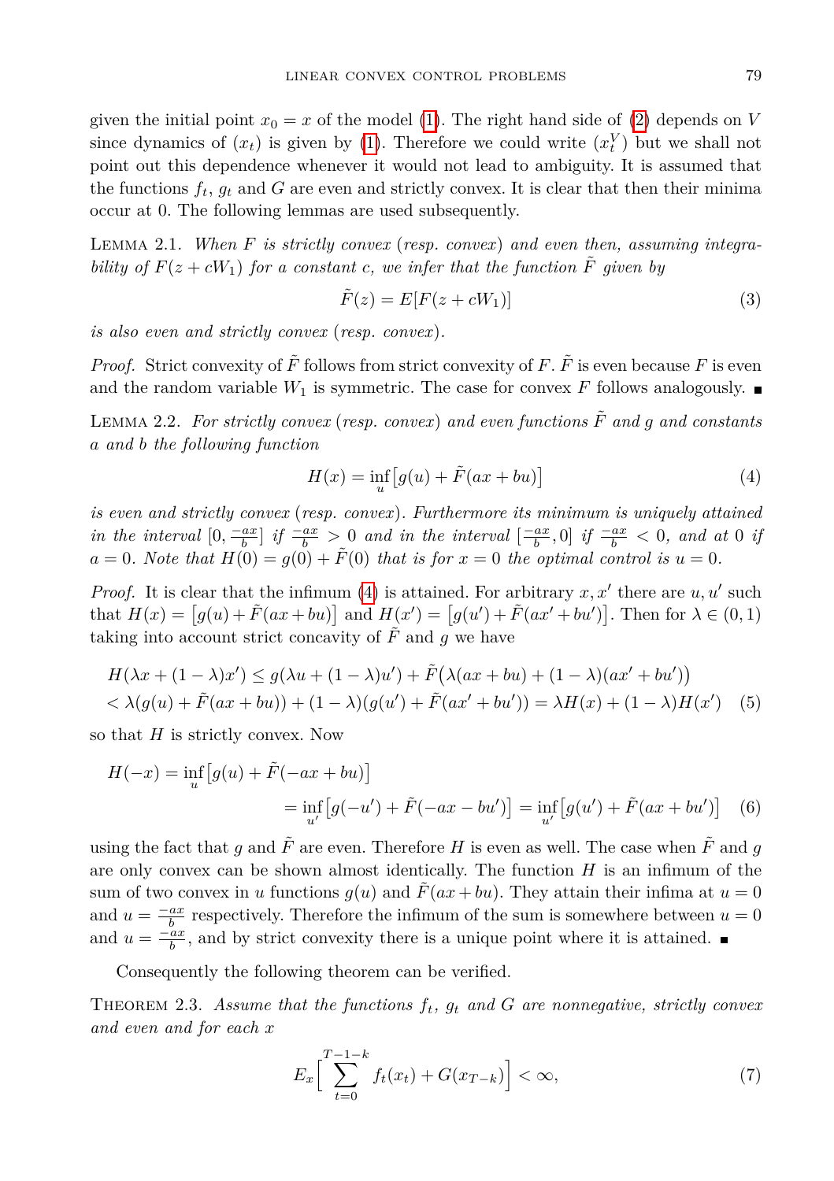given the initial point $x_0 = x$ of the model (1). The right hand side of (2) depends on $V$ since dynamics of $(x_t)$ is given by (1). Therefore we could write $(x_t^V)$ but we shall not point out this dependence whenever it would not lead to ambiguity. It is assumed that the functions $f_t$, $g_t$ and $G$ are even and strictly convex. It is clear that then their minima occur at 0. The following lemmas are used subsequently.

Lemma 2.1. *When $F$ is strictly convex (resp. convex) and even then, assuming integrability of $F(z + cW_1)$ for a constant $c$, we infer that the function $\tilde{F}$ given by*

$$\tilde{F}(z) = E[F(z + cW_1)] \tag{3}$$

*is also even and strictly convex (resp. convex).*

*Proof.* Strict convexity of $\tilde{F}$ follows from strict convexity of $F$. $\tilde{F}$ is even because $F$ is even and the random variable $W_1$ is symmetric. The case for convex $F$ follows analogously. ∎

Lemma 2.2. *For strictly convex (resp. convex) and even functions $\tilde{F}$ and $g$ and constants $a$ and $b$ the following function*

$$H(x) = \inf_u \big[g(u) + \tilde{F}(ax + bu)\big] \tag{4}$$

*is even and strictly convex (resp. convex). Furthermore its minimum is uniquely attained in the interval $[0, \frac{-ax}{b}]$ if $\frac{-ax}{b} > 0$ and in the interval $[\frac{-ax}{b}, 0]$ if $\frac{-ax}{b} < 0$, and at 0 if $a = 0$. Note that $H(0) = g(0) + \tilde{F}(0)$ that is for $x = 0$ the optimal control is $u = 0$.*

*Proof.* It is clear that the infimum (4) is attained. For arbitrary $x, x'$ there are $u, u'$ such that $H(x) = \big[g(u) + \tilde{F}(ax + bu)\big]$ and $H(x') = \big[g(u') + \tilde{F}(ax' + bu')\big]$. Then for $\lambda \in (0, 1)$ taking into account strict concavity of $\tilde{F}$ and $g$ we have

$$\begin{aligned} &H(\lambda x + (1-\lambda)x') \le g(\lambda u + (1-\lambda)u') + \tilde{F}\big(\lambda(ax + bu) + (1-\lambda)(ax' + bu')\big) \\ &< \lambda(g(u) + \tilde{F}(ax + bu)) + (1-\lambda)(g(u') + \tilde{F}(ax' + bu')) = \lambda H(x) + (1-\lambda)H(x') \end{aligned} \tag{5}$$

so that $H$ is strictly convex. Now

$$\begin{aligned} H(-x) &= \inf_u \big[g(u) + \tilde{F}(-ax + bu)\big] \\ &= \inf_{u'} \big[g(-u') + \tilde{F}(-ax - bu')\big] = \inf_{u'} \big[g(u') + \tilde{F}(ax + bu')\big] \end{aligned} \tag{6}$$

using the fact that $g$ and $\tilde{F}$ are even. Therefore $H$ is even as well. The case when $\tilde{F}$ and $g$ are only convex can be shown almost identically. The function $H$ is an infimum of the sum of two convex in $u$ functions $g(u)$ and $\tilde{F}(ax + bu)$. They attain their infima at $u = 0$ and $u = \frac{-ax}{b}$ respectively. Therefore the infimum of the sum is somewhere between $u = 0$ and $u = \frac{-ax}{b}$, and by strict convexity there is a unique point where it is attained. ∎

Consequently the following theorem can be verified.

Theorem 2.3. *Assume that the functions $f_t$, $g_t$ and $G$ are nonnegative, strictly convex and even and for each $x$*

$$E_x\Big[\sum_{t=0}^{T-1-k} f_t(x_t) + G(x_{T-k})\Big] < \infty, \tag{7}$$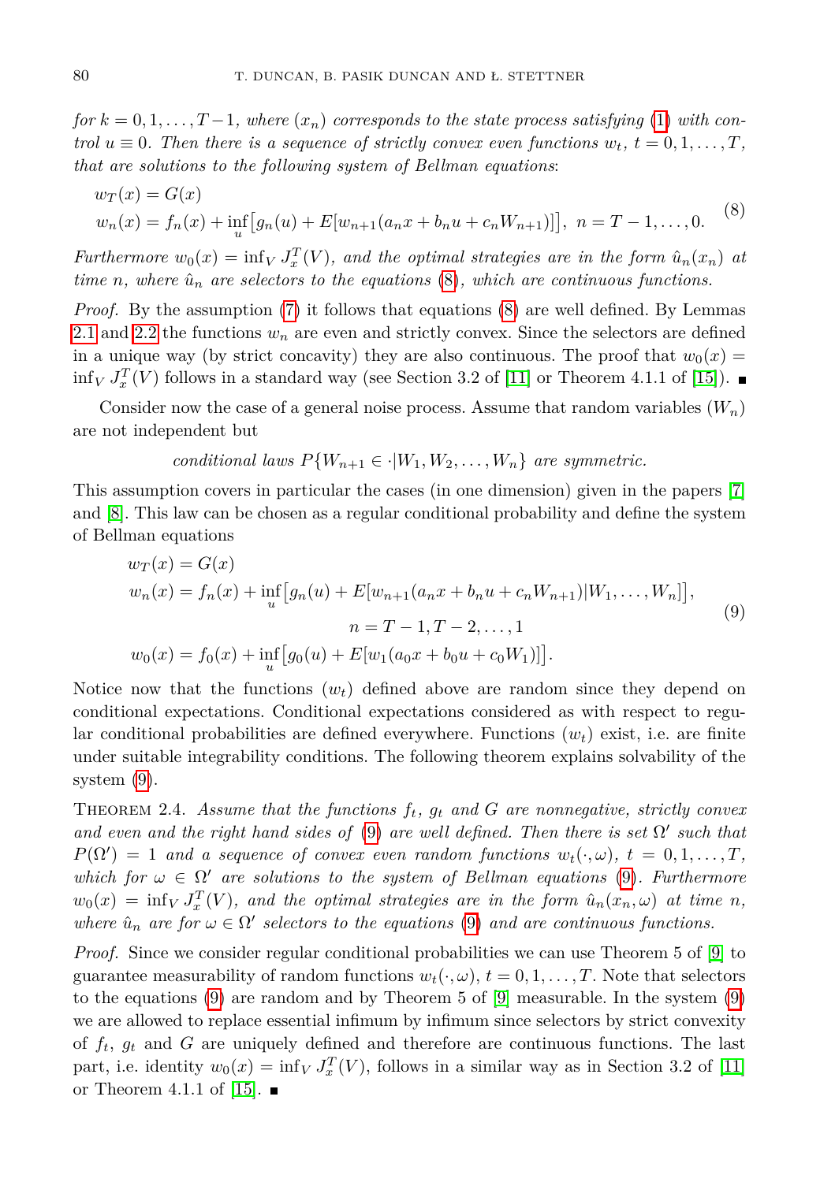*for $k = 0, 1, \ldots, T-1$, where $(x_n)$ corresponds to the state process satisfying* (1) *with control $u \equiv 0$. Then there is a sequence of strictly convex even functions $w_t$, $t = 0, 1, \ldots, T$, that are solutions to the following system of Bellman equations*:

$$
\begin{aligned}
&w_T(x) = G(x)\\
&w_n(x) = f_n(x) + \inf_u \big[g_n(u) + E[w_{n+1}(a_n x + b_n u + c_n W_{n+1})]\big],\ n = T-1, \ldots, 0.
\end{aligned}
\tag{8}
$$

*Furthermore $w_0(x) = \inf_V J_x^T(V)$, and the optimal strategies are in the form $\hat{u}_n(x_n)$ at time $n$, where $\hat{u}_n$ are selectors to the equations* (8)*, which are continuous functions.*

*Proof.* By the assumption (7) it follows that equations (8) are well defined. By Lemmas 2.1 and 2.2 the functions $w_n$ are even and strictly convex. Since the selectors are defined in a unique way (by strict concavity) they are also continuous. The proof that $w_0(x) = \inf_V J_x^T(V)$ follows in a standard way (see Section 3.2 of [11] or Theorem 4.1.1 of [15]). ∎

Consider now the case of a general noise process. Assume that random variables $(W_n)$ are not independent but

*conditional laws $P\{W_{n+1} \in \cdot | W_1, W_2, \ldots, W_n\}$ are symmetric.*

This assumption covers in particular the cases (in one dimension) given in the papers [7] and [8]. This law can be chosen as a regular conditional probability and define the system of Bellman equations

$$
\begin{aligned}
&w_T(x) = G(x)\\
&w_n(x) = f_n(x) + \inf_u \big[g_n(u) + E[w_{n+1}(a_n x + b_n u + c_n W_{n+1}) | W_1, \ldots, W_n]\big],\\
&\qquad\qquad n = T-1, T-2, \ldots, 1\\
&w_0(x) = f_0(x) + \inf_u \big[g_0(u) + E[w_1(a_0 x + b_0 u + c_0 W_1)]\big].
\end{aligned}
\tag{9}
$$

Notice now that the functions $(w_t)$ defined above are random since they depend on conditional expectations. Conditional expectations considered as with respect to regular conditional probabilities are defined everywhere. Functions $(w_t)$ exist, i.e. are finite under suitable integrability conditions. The following theorem explains solvability of the system (9).

THEOREM 2.4. *Assume that the functions $f_t$, $g_t$ and $G$ are nonnegative, strictly convex and even and the right hand sides of* (9) *are well defined. Then there is set $\Omega'$ such that $P(\Omega') = 1$ and a sequence of convex even random functions $w_t(\cdot, \omega)$, $t = 0, 1, \ldots, T$, which for $\omega \in \Omega'$ are solutions to the system of Bellman equations* (9)*. Furthermore $w_0(x) = \inf_V J_x^T(V)$, and the optimal strategies are in the form $\hat{u}_n(x_n, \omega)$ at time $n$, where $\hat{u}_n$ are for $\omega \in \Omega'$ selectors to the equations* (9) *and are continuous functions.*

*Proof.* Since we consider regular conditional probabilities we can use Theorem 5 of [9] to guarantee measurability of random functions $w_t(\cdot, \omega)$, $t = 0, 1, \ldots, T$. Note that selectors to the equations (9) are random and by Theorem 5 of [9] measurable. In the system (9) we are allowed to replace essential infimum by infimum since selectors by strict convexity of $f_t$, $g_t$ and $G$ are uniquely defined and therefore are continuous functions. The last part, i.e. identity $w_0(x) = \inf_V J_x^T(V)$, follows in a similar way as in Section 3.2 of [11] or Theorem 4.1.1 of [15]. ∎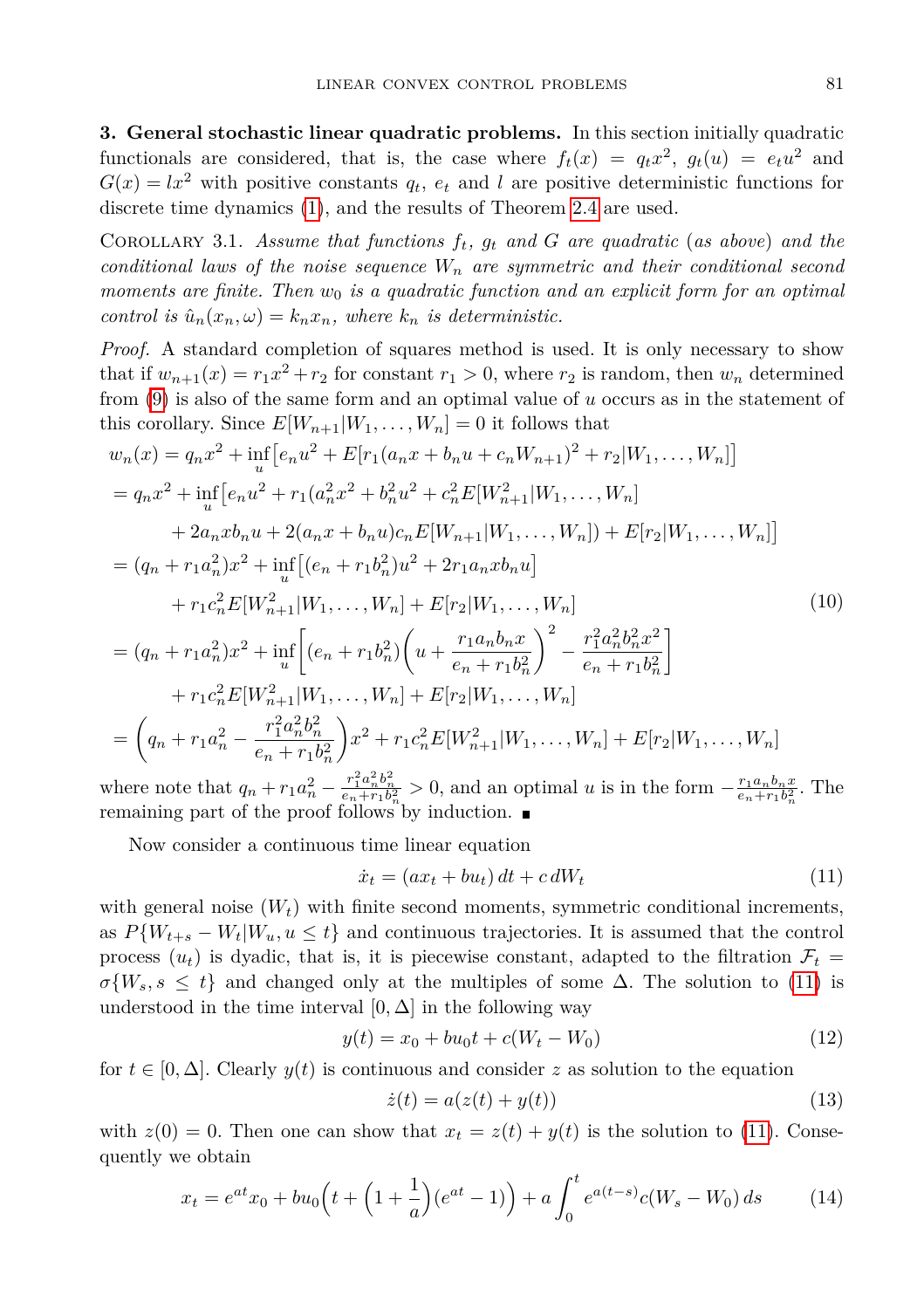**3. General stochastic linear quadratic problems.** In this section initially quadratic functionals are considered, that is, the case where $f_t(x) = q_t x^2$, $g_t(u) = e_t u^2$ and $G(x) = lx^2$ with positive constants $q_t$, $e_t$ and $l$ are positive deterministic functions for discrete time dynamics (1), and the results of Theorem 2.4 are used.

COROLLARY 3.1. *Assume that functions $f_t$, $g_t$ and $G$ are quadratic (as above) and the conditional laws of the noise sequence $W_n$ are symmetric and their conditional second moments are finite. Then $w_0$ is a quadratic function and an explicit form for an optimal control is $\hat{u}_n(x_n, \omega) = k_n x_n$, where $k_n$ is deterministic.*

*Proof.* A standard completion of squares method is used. It is only necessary to show that if $w_{n+1}(x) = r_1 x^2 + r_2$ for constant $r_1 > 0$, where $r_2$ is random, then $w_n$ determined from (9) is also of the same form and an optimal value of $u$ occurs as in the statement of this corollary. Since $E[W_{n+1}|W_1, \ldots, W_n] = 0$ it follows that

$$
\begin{aligned}
w_n(x) &= q_n x^2 + \inf_u \big[e_n u^2 + E[r_1(a_n x + b_n u + c_n W_{n+1})^2 + r_2 | W_1, \ldots, W_n]\big] \\
&= q_n x^2 + \inf_u \big[e_n u^2 + r_1(a_n^2 x^2 + b_n^2 u^2 + c_n^2 E[W_{n+1}^2 | W_1, \ldots, W_n] \\
&\qquad + 2a_n x b_n u + 2(a_n x + b_n u) c_n E[W_{n+1}|W_1, \ldots, W_n]) + E[r_2 | W_1, \ldots, W_n]\big] \\
&= (q_n + r_1 a_n^2) x^2 + \inf_u \big[(e_n + r_1 b_n^2) u^2 + 2 r_1 a_n x b_n u\big] \\
&\qquad + r_1 c_n^2 E[W_{n+1}^2 | W_1, \ldots, W_n] + E[r_2 | W_1, \ldots, W_n] \\
&= (q_n + r_1 a_n^2) x^2 + \inf_u \left[(e_n + r_1 b_n^2)\left(u + \frac{r_1 a_n b_n x}{e_n + r_1 b_n^2}\right)^2 - \frac{r_1^2 a_n^2 b_n^2 x^2}{e_n + r_1 b_n^2}\right] \\
&\qquad + r_1 c_n^2 E[W_{n+1}^2 | W_1, \ldots, W_n] + E[r_2 | W_1, \ldots, W_n] \\
&= \left(q_n + r_1 a_n^2 - \frac{r_1^2 a_n^2 b_n^2}{e_n + r_1 b_n^2}\right) x^2 + r_1 c_n^2 E[W_{n+1}^2 | W_1, \ldots, W_n] + E[r_2 | W_1, \ldots, W_n]
\end{aligned}
\tag{10}
$$

where note that $q_n + r_1 a_n^2 - \frac{r_1^2 a_n^2 b_n^2}{e_n + r_1 b_n^2} > 0$, and an optimal $u$ is in the form $-\frac{r_1 a_n b_n x}{e_n + r_1 b_n^2}$. The remaining part of the proof follows by induction. ∎

Now consider a continuous time linear equation

$$
\dot{x}_t = (a x_t + b u_t)\, dt + c\, dW_t \tag{11}
$$

with general noise $(W_t)$ with finite second moments, symmetric conditional increments, as $P\{W_{t+s} - W_t | W_u, u \le t\}$ and continuous trajectories. It is assumed that the control process $(u_t)$ is dyadic, that is, it is piecewise constant, adapted to the filtration $\mathcal{F}_t = \sigma\{W_s, s \le t\}$ and changed only at the multiples of some $\Delta$. The solution to (11) is understood in the time interval $[0, \Delta]$ in the following way

$$
y(t) = x_0 + b u_0 t + c(W_t - W_0) \tag{12}
$$

for $t \in [0, \Delta]$. Clearly $y(t)$ is continuous and consider $z$ as solution to the equation

$$
\dot{z}(t) = a(z(t) + y(t)) \tag{13}
$$

with $z(0) = 0$. Then one can show that $x_t = z(t) + y(t)$ is the solution to (11). Consequently we obtain

$$
x_t = e^{at} x_0 + b u_0 \Big(t + \Big(1 + \frac{1}{a}\Big)(e^{at} - 1)\Big) + a \int_0^t e^{a(t-s)} c(W_s - W_0)\, ds \tag{14}
$$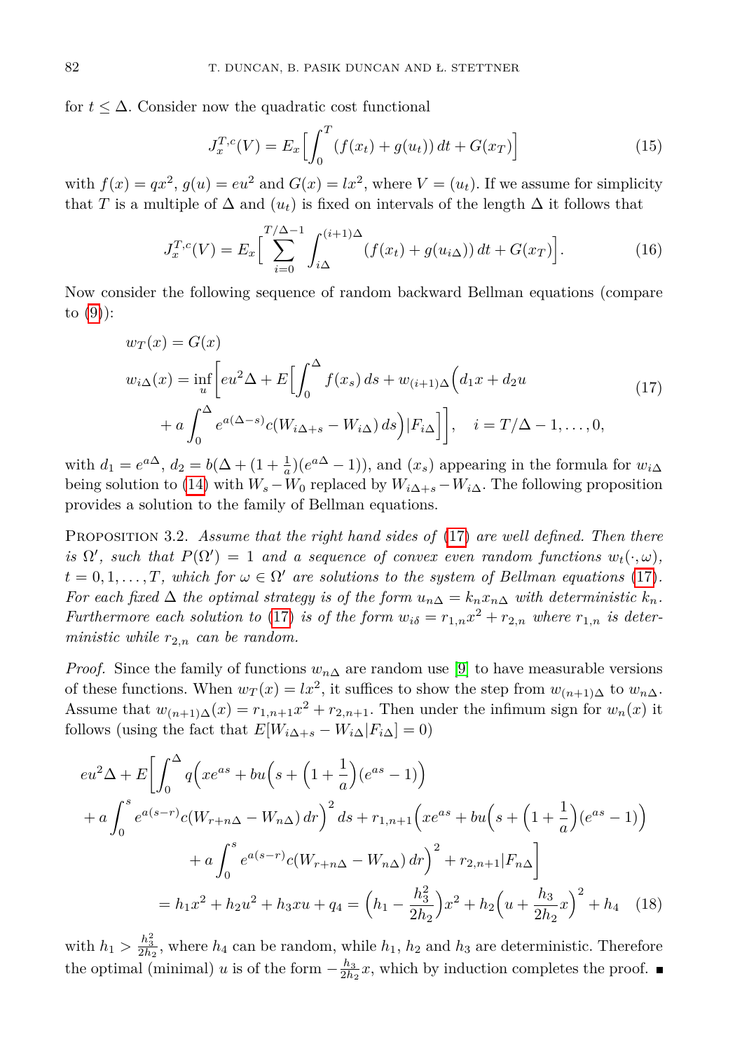for $t \le \Delta$. Consider now the quadratic cost functional

$$J_x^{T,c}(V) = E_x\Big[\int_0^T (f(x_t) + g(u_t))\,dt + G(x_T)\Big] \tag{15}$$

with $f(x) = qx^2$, $g(u) = eu^2$ and $G(x) = lx^2$, where $V = (u_t)$. If we assume for simplicity that $T$ is a multiple of $\Delta$ and $(u_t)$ is fixed on intervals of the length $\Delta$ it follows that

$$J_x^{T,c}(V) = E_x\Big[\sum_{i=0}^{T/\Delta-1} \int_{i\Delta}^{(i+1)\Delta} (f(x_t) + g(u_{i\Delta}))\,dt + G(x_T)\Big]. \tag{16}$$

Now consider the following sequence of random backward Bellman equations (compare to (9)):

$$\begin{aligned} &w_T(x) = G(x)\\ &w_{i\Delta}(x) = \inf_u\Big[eu^2\Delta + E\Big[\int_0^\Delta f(x_s)\,ds + w_{(i+1)\Delta}\Big(d_1x + d_2u\\ &\qquad + a\int_0^\Delta e^{a(\Delta-s)}c(W_{i\Delta+s} - W_{i\Delta})\,ds\Big)|F_{i\Delta}\Big]\Big], \quad i = T/\Delta-1,\dots,0, \end{aligned} \tag{17}$$

with $d_1 = e^{a\Delta}$, $d_2 = b(\Delta + (1+\frac{1}{a})(e^{a\Delta}-1))$, and $(x_s)$ appearing in the formula for $w_{i\Delta}$ being solution to (14) with $W_s - W_0$ replaced by $W_{i\Delta+s} - W_{i\Delta}$. The following proposition provides a solution to the family of Bellman equations.

Proposition 3.2. *Assume that the right hand sides of* (17) *are well defined. Then there is $\Omega'$, such that $P(\Omega') = 1$ and a sequence of convex even random functions $w_t(\cdot,\omega)$, $t = 0,1,\dots,T$, which for $\omega \in \Omega'$ are solutions to the system of Bellman equations* (17)*. For each fixed $\Delta$ the optimal strategy is of the form $u_{n\Delta} = k_nx_{n\Delta}$ with deterministic $k_n$. Furthermore each solution to* (17) *is of the form $w_{i\delta} = r_{1,n}x^2 + r_{2,n}$ where $r_{1,n}$ is deterministic while $r_{2,n}$ can be random.*

*Proof.* Since the family of functions $w_{n\Delta}$ are random use [9] to have measurable versions of these functions. When $w_T(x) = lx^2$, it suffices to show the step from $w_{(n+1)\Delta}$ to $w_{n\Delta}$. Assume that $w_{(n+1)\Delta}(x) = r_{1,n+1}x^2 + r_{2,n+1}$. Then under the infimum sign for $w_n(x)$ it follows (using the fact that $E[W_{i\Delta+s} - W_{i\Delta}|F_{i\Delta}] = 0$)

$$\begin{aligned} &eu^2\Delta + E\Big[\int_0^\Delta q\Big(xe^{as} + bu\Big(s + \Big(1+\frac{1}{a}\Big)(e^{as}-1)\Big)\\ &+ a\int_0^s e^{a(s-r)}c(W_{r+n\Delta} - W_{n\Delta})\,dr\Big)^2 ds + r_{1,n+1}\Big(xe^{as} + bu\Big(s + \Big(1+\frac{1}{a}\Big)(e^{as}-1)\Big)\\ &\qquad + a\int_0^s e^{a(s-r)}c(W_{r+n\Delta} - W_{n\Delta})\,dr\Big)^2 + r_{2,n+1}|F_{n\Delta}\Big]\\ &\qquad = h_1x^2 + h_2u^2 + h_3xu + q_4 = \Big(h_1 - \frac{h_3^2}{2h_2}\Big)x^2 + h_2\Big(u + \frac{h_3}{2h_2}x\Big)^2 + h_4 \end{aligned} \tag{18}$$

with $h_1 > \frac{h_3^2}{2h_2}$, where $h_4$ can be random, while $h_1$, $h_2$ and $h_3$ are deterministic. Therefore the optimal (minimal) $u$ is of the form $-\frac{h_3}{2h_2}x$, which by induction completes the proof. ∎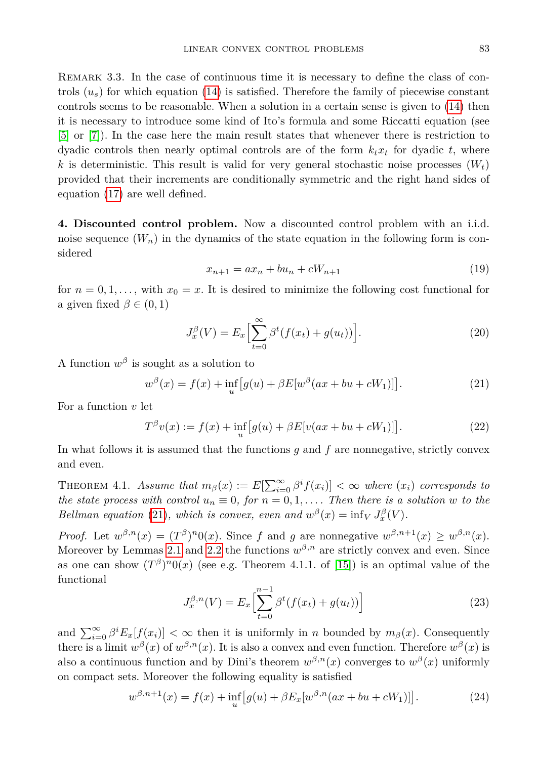Remark 3.3. In the case of continuous time it is necessary to define the class of controls $(u_s)$ for which equation (14) is satisfied. Therefore the family of piecewise constant controls seems to be reasonable. When a solution in a certain sense is given to (14) then it is necessary to introduce some kind of Ito's formula and some Riccati equation (see [5] or [7]). In the case here the main result states that whenever there is restriction to dyadic controls then nearly optimal controls are of the form $k_t x_t$ for dyadic $t$, where $k$ is deterministic. This result is valid for very general stochastic noise processes $(W_t)$ provided that their increments are conditionally symmetric and the right hand sides of equation (17) are well defined.

**4. Discounted control problem.** Now a discounted control problem with an i.i.d. noise sequence $(W_n)$ in the dynamics of the state equation in the following form is considered

$$x_{n+1} = ax_n + bu_n + cW_{n+1} \tag{19}$$

for $n = 0, 1, \dots$, with $x_0 = x$. It is desired to minimize the following cost functional for a given fixed $\beta \in (0, 1)$

$$J_x^\beta(V) = E_x\Big[\sum_{t=0}^{\infty} \beta^t (f(x_t) + g(u_t))\Big]. \tag{20}$$

A function $w^\beta$ is sought as a solution to

$$w^\beta(x) = f(x) + \inf_u \big[g(u) + \beta E[w^\beta(ax + bu + cW_1)]\big]. \tag{21}$$

For a function $v$ let

$$T^\beta v(x) := f(x) + \inf_u \big[g(u) + \beta E[v(ax + bu + cW_1)]\big]. \tag{22}$$

In what follows it is assumed that the functions $g$ and $f$ are nonnegative, strictly convex and even.

Theorem 4.1. *Assume that $m_\beta(x) := E[\sum_{i=0}^\infty \beta^i f(x_i)] < \infty$ where $(x_i)$ corresponds to the state process with control $u_n \equiv 0$, for $n = 0, 1, \dots$. Then there is a solution $w$ to the Bellman equation (21), which is convex, even and $w^\beta(x) = \inf_V J_x^\beta(V)$.*

*Proof.* Let $w^{\beta,n}(x) = (T^\beta)^n 0(x)$. Since $f$ and $g$ are nonnegative $w^{\beta,n+1}(x) \ge w^{\beta,n}(x)$. Moreover by Lemmas 2.1 and 2.2 the functions $w^{\beta,n}$ are strictly convex and even. Since as one can show $(T^\beta)^n 0(x)$ (see e.g. Theorem 4.1.1. of [15]) is an optimal value of the functional

$$J_x^{\beta,n}(V) = E_x\Big[\sum_{t=0}^{n-1} \beta^t (f(x_t) + g(u_t))\Big] \tag{23}$$

and $\sum_{i=0}^\infty \beta^i E_x[f(x_i)] < \infty$ then it is uniformly in $n$ bounded by $m_\beta(x)$. Consequently there is a limit $w^\beta(x)$ of $w^{\beta,n}(x)$. It is also a convex and even function. Therefore $w^\beta(x)$ is also a continuous function and by Dini's theorem $w^{\beta,n}(x)$ converges to $w^\beta(x)$ uniformly on compact sets. Moreover the following equality is satisfied

$$w^{\beta,n+1}(x) = f(x) + \inf_u \big[g(u) + \beta E_x[w^{\beta,n}(ax + bu + cW_1)]\big]. \tag{24}$$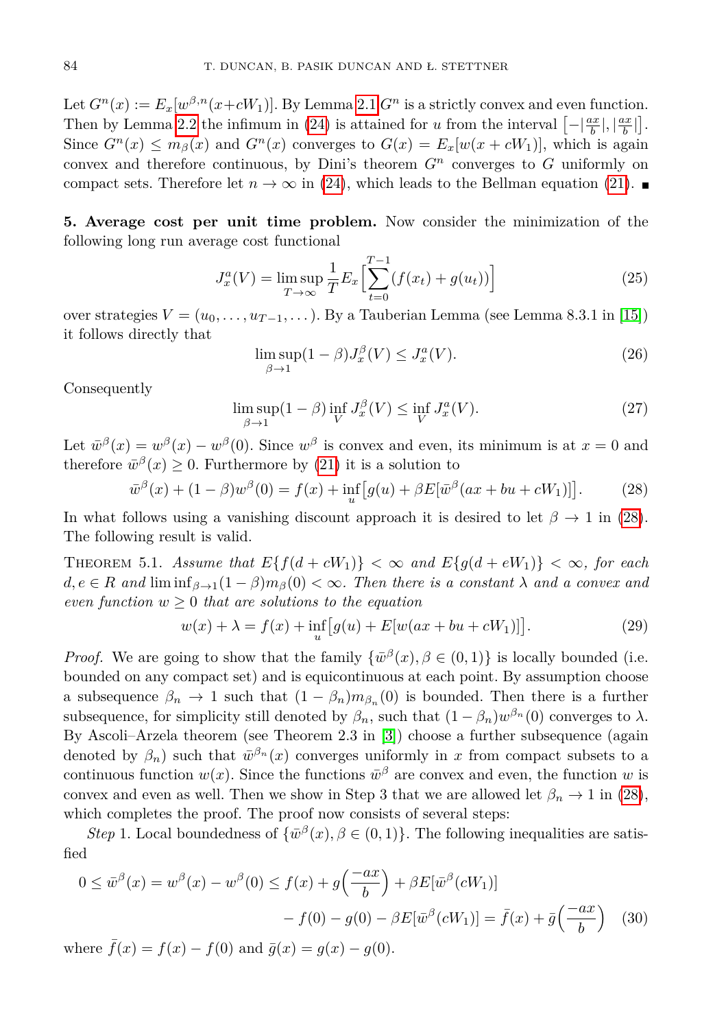Let $G^n(x) := E_x[w^{\beta,n}(x+cW_1)]$. By Lemma 2.1 $G^n$ is a strictly convex and even function. Then by Lemma 2.2 the infimum in (24) is attained for $u$ from the interval $\left[-|\frac{ax}{b}|, |\frac{ax}{b}|\right]$. Since $G^n(x) \le m_\beta(x)$ and $G^n(x)$ converges to $G(x) = E_x[w(x+cW_1)]$, which is again convex and therefore continuous, by Dini's theorem $G^n$ converges to $G$ uniformly on compact sets. Therefore let $n \to \infty$ in (24), which leads to the Bellman equation (21). ∎

**5. Average cost per unit time problem.** Now consider the minimization of the following long run average cost functional

$$J_x^a(V) = \limsup_{T\to\infty} \frac{1}{T} E_x\Big[\sum_{t=0}^{T-1} (f(x_t) + g(u_t))\Big] \tag{25}$$

over strategies $V = (u_0, \ldots, u_{T-1}, \ldots)$. By a Tauberian Lemma (see Lemma 8.3.1 in [15]) it follows directly that

$$\limsup_{\beta\to 1} (1-\beta) J_x^\beta(V) \le J_x^a(V). \tag{26}$$

Consequently

$$\limsup_{\beta\to 1} (1-\beta) \inf_V J_x^\beta(V) \le \inf_V J_x^a(V). \tag{27}$$

Let $\bar{w}^\beta(x) = w^\beta(x) - w^\beta(0)$. Since $w^\beta$ is convex and even, its minimum is at $x=0$ and therefore $\bar{w}^\beta(x) \ge 0$. Furthermore by (21) it is a solution to

$$\bar{w}^\beta(x) + (1-\beta)w^\beta(0) = f(x) + \inf_u \big[g(u) + \beta E[\bar{w}^\beta(ax+bu+cW_1)]\big]. \tag{28}$$

In what follows using a vanishing discount approach it is desired to let $\beta \to 1$ in (28). The following result is valid.

THEOREM 5.1. *Assume that $E\{f(d+cW_1)\} < \infty$ and $E\{g(d+eW_1)\} < \infty$, for each $d, e \in R$ and $\liminf_{\beta\to 1}(1-\beta)m_\beta(0) < \infty$. Then there is a constant $\lambda$ and a convex and even function $w \ge 0$ that are solutions to the equation*

$$w(x) + \lambda = f(x) + \inf_u \big[g(u) + E[w(ax+bu+cW_1)]\big]. \tag{29}$$

*Proof.* We are going to show that the family $\{\bar{w}^\beta(x), \beta \in (0,1)\}$ is locally bounded (i.e. bounded on any compact set) and is equicontinuous at each point. By assumption choose a subsequence $\beta_n \to 1$ such that $(1-\beta_n)m_{\beta_n}(0)$ is bounded. Then there is a further subsequence, for simplicity still denoted by $\beta_n$, such that $(1-\beta_n)w^{\beta_n}(0)$ converges to $\lambda$. By Ascoli–Arzela theorem (see Theorem 2.3 in [3]) choose a further subsequence (again denoted by $\beta_n$) such that $\bar{w}^{\beta_n}(x)$ converges uniformly in $x$ from compact subsets to a continuous function $w(x)$. Since the functions $\bar{w}^\beta$ are convex and even, the function $w$ is convex and even as well. Then we show in Step 3 that we are allowed let $\beta_n \to 1$ in (28), which completes the proof. The proof now consists of several steps:

*Step* 1. Local boundedness of $\{\bar{w}^\beta(x), \beta \in (0,1)\}$. The following inequalities are satisfied

$$\begin{aligned} 0 \le \bar{w}^\beta(x) = w^\beta(x) - w^\beta(0) &\le f(x) + g\Big(\frac{-ax}{b}\Big) + \beta E[\bar{w}^\beta(cW_1)] \\ &\quad - f(0) - g(0) - \beta E[\bar{w}^\beta(cW_1)] = \bar{f}(x) + \bar{g}\Big(\frac{-ax}{b}\Big) \end{aligned} \tag{30}$$

where $\bar{f}(x) = f(x) - f(0)$ and $\bar{g}(x) = g(x) - g(0)$.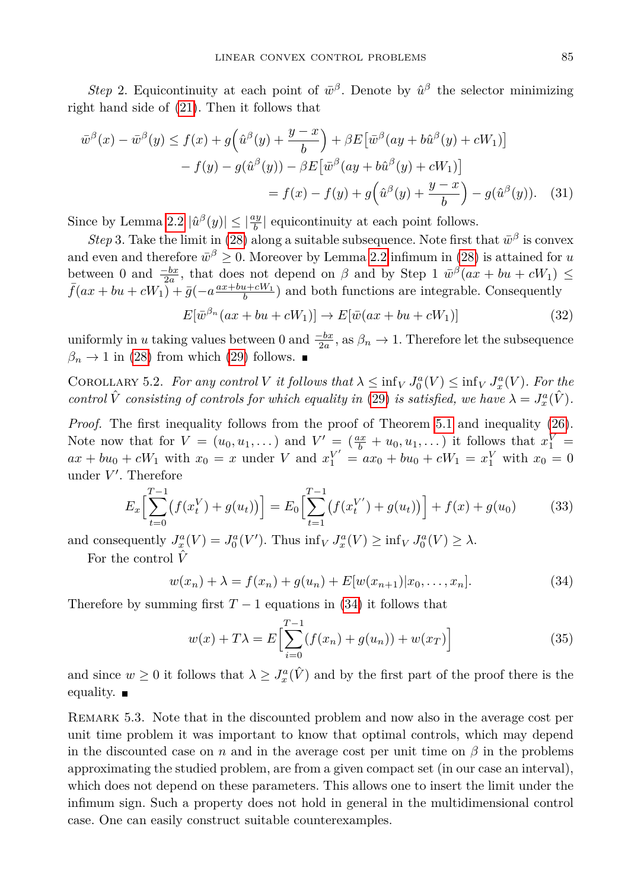*Step* 2. Equicontinuity at each point of $\bar{w}^\beta$. Denote by $\hat{u}^\beta$ the selector minimizing right hand side of (21). Then it follows that

$$\begin{aligned}\bar{w}^\beta(x) - \bar{w}^\beta(y) \le f(x) + g\Big(\hat{u}^\beta(y) + \frac{y-x}{b}\Big) + \beta E\big[\bar{w}^\beta(ay + b\hat{u}^\beta(y) + cW_1)\big] \\ - f(y) - g(\hat{u}^\beta(y)) - \beta E\big[\bar{w}^\beta(ay + b\hat{u}^\beta(y) + cW_1)\big] \\ = f(x) - f(y) + g\Big(\hat{u}^\beta(y) + \frac{y-x}{b}\Big) - g(\hat{u}^\beta(y)). \quad (31)\end{aligned}$$

Since by Lemma 2.2 $|\hat{u}^\beta(y)| \le |\frac{ay}{b}|$ equicontinuity at each point follows.

*Step* 3. Take the limit in (28) along a suitable subsequence. Note first that $\bar{w}^\beta$ is convex and even and therefore $\bar{w}^\beta \ge 0$. Moreover by Lemma 2.2 infimum in (28) is attained for $u$ between 0 and $\frac{-bx}{2a}$, that does not depend on $\beta$ and by Step 1 $\bar{w}^\beta(ax + bu + cW_1) \le \bar{f}(ax + bu + cW_1) + \bar{g}(-a\frac{ax+bu+cW_1}{b})$ and both functions are integrable. Consequently

$$E[\bar{w}^{\beta_n}(ax + bu + cW_1)] \to E[\bar{w}(ax + bu + cW_1)] \tag{32}$$

uniformly in $u$ taking values between 0 and $\frac{-bx}{2a}$, as $\beta_n \to 1$. Therefore let the subsequence $\beta_n \to 1$ in (28) from which (29) follows. ∎

Corollary 5.2. *For any control $V$ it follows that $\lambda \le \inf_V J_0^a(V) \le \inf_V J_x^a(V)$. For the control $\hat{V}$ consisting of controls for which equality in (29) is satisfied, we have $\lambda = J_x^a(\hat{V})$.*

*Proof.* The first inequality follows from the proof of Theorem 5.1 and inequality (26). Note now that for $V = (u_0, u_1, \dots)$ and $V' = (\frac{ax}{b} + u_0, u_1, \dots)$ it follows that $x_1^V = ax + bu_0 + cW_1$ with $x_0 = x$ under $V$ and $x_1^{V'} = ax_0 + bu_0 + cW_1 = x_1^V$ with $x_0 = 0$ under $V'$. Therefore

$$E_x\Big[\sum_{t=0}^{T-1}\big(f(x_t^V) + g(u_t)\big)\Big] = E_0\Big[\sum_{t=1}^{T-1}\big(f(x_t^{V'}) + g(u_t)\big)\Big] + f(x) + g(u_0) \tag{33}$$

and consequently $J_x^a(V) = J_0^a(V')$. Thus $\inf_V J_x^a(V) \ge \inf_V J_0^a(V) \ge \lambda$.

For the control $\hat{V}$

$$w(x_n) + \lambda = f(x_n) + g(u_n) + E[w(x_{n+1})|x_0, \dots, x_n]. \tag{34}$$

Therefore by summing first $T-1$ equations in (34) it follows that

$$w(x) + T\lambda = E\Big[\sum_{i=0}^{T-1}(f(x_n) + g(u_n)) + w(x_T)\Big] \tag{35}$$

and since $w \ge 0$ it follows that $\lambda \ge J_x^a(\hat{V})$ and by the first part of the proof there is the equality. ∎

Remark 5.3. Note that in the discounted problem and now also in the average cost per unit time problem it was important to know that optimal controls, which may depend in the discounted case on $n$ and in the average cost per unit time on $\beta$ in the problems approximating the studied problem, are from a given compact set (in our case an interval), which does not depend on these parameters. This allows one to insert the limit under the infimum sign. Such a property does not hold in general in the multidimensional control case. One can easily construct suitable counterexamples.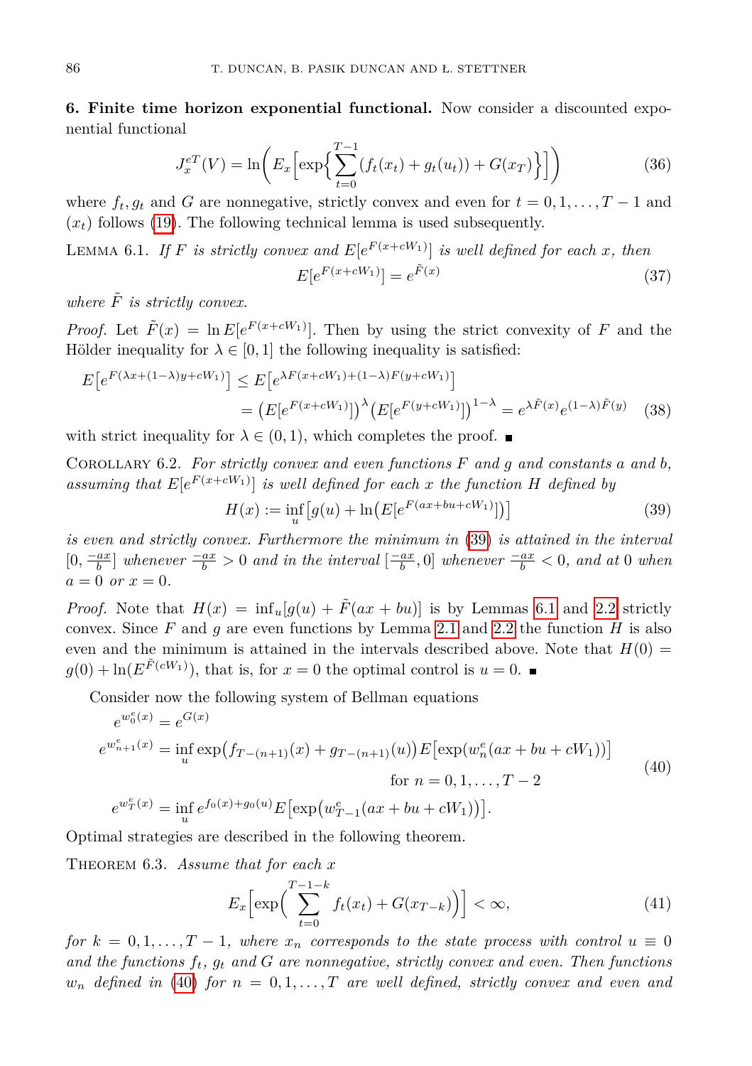**6. Finite time horizon exponential functional.** Now consider a discounted exponential functional

$$J_x^{eT}(V) = \ln\Big( E_x\Big[ \exp\Big\{ \sum_{t=0}^{T-1} (f_t(x_t) + g_t(u_t)) + G(x_T) \Big\} \Big] \Big) \tag{36}$$

where $f_t, g_t$ and $G$ are nonnegative, strictly convex and even for $t = 0, 1, \ldots, T-1$ and $(x_t)$ follows (19). The following technical lemma is used subsequently.

LEMMA 6.1. *If $F$ is strictly convex and $E[e^{F(x+cW_1)}]$ is well defined for each $x$, then*

$$E[e^{F(x+cW_1)}] = e^{\tilde{F}(x)} \tag{37}$$

*where $\tilde{F}$ is strictly convex.*

*Proof.* Let $\tilde{F}(x) = \ln E[e^{F(x+cW_1)}]$. Then by using the strict convexity of $F$ and the Hölder inequality for $\lambda \in [0,1]$ the following inequality is satisfied:

$$\begin{aligned} E\big[e^{F(\lambda x + (1-\lambda) y + cW_1)}\big] &\le E\big[e^{\lambda F(x+cW_1) + (1-\lambda) F(y+cW_1)}\big] \\ &= \big(E[e^{F(x+cW_1)}]\big)^{\lambda} \big(E[e^{F(y+cW_1)}]\big)^{1-\lambda} = e^{\lambda \tilde{F}(x)} e^{(1-\lambda)\tilde{F}(y)} \end{aligned} \tag{38}$$

with strict inequality for $\lambda \in (0,1)$, which completes the proof. ∎

COROLLARY 6.2. *For strictly convex and even functions $F$ and $g$ and constants $a$ and $b$, assuming that $E[e^{F(x+cW_1)}]$ is well defined for each $x$ the function $H$ defined by*

$$H(x) := \inf_u \big[g(u) + \ln\big(E[e^{F(ax+bu+cW_1)}]\big)\big] \tag{39}$$

*is even and strictly convex. Furthermore the minimum in (39) is attained in the interval $[0, \frac{-ax}{b}]$ whenever $\frac{-ax}{b} > 0$ and in the interval $[\frac{-ax}{b}, 0]$ whenever $\frac{-ax}{b} < 0$, and at $0$ when $a = 0$ or $x = 0$.*

*Proof.* Note that $H(x) = \inf_u [g(u) + \tilde{F}(ax+bu)]$ is by Lemmas 6.1 and 2.2 strictly convex. Since $F$ and $g$ are even functions by Lemma 2.1 and 2.2 the function $H$ is also even and the minimum is attained in the intervals described above. Note that $H(0) = g(0) + \ln(E^{\tilde{F}(cW_1)})$, that is, for $x = 0$ the optimal control is $u = 0$. ∎

Consider now the following system of Bellman equations

$$\begin{aligned} e^{w_0^e(x)} &= e^{G(x)} \\ e^{w_{n+1}^e(x)} &= \inf_u \exp\big(f_{T-(n+1)}(x) + g_{T-(n+1)}(u)\big) E\big[\exp(w_n^e(ax+bu+cW_1))\big] \\ &\qquad\qquad\qquad\qquad \text{for } n = 0, 1, \ldots, T-2 \\ e^{w_T^e(x)} &= \inf_u e^{f_0(x)+g_0(u)} E\big[\exp\big(w_{T-1}^e(ax+bu+cW_1)\big)\big]. \end{aligned} \tag{40}$$

Optimal strategies are described in the following theorem.

THEOREM 6.3. *Assume that for each $x$*

$$E_x\Big[\exp\Big( \sum_{t=0}^{T-1-k} f_t(x_t) + G(x_{T-k}) \Big)\Big] < \infty, \tag{41}$$

*for $k = 0, 1, \ldots, T-1$, where $x_n$ corresponds to the state process with control $u \equiv 0$ and the functions $f_t$, $g_t$ and $G$ are nonnegative, strictly convex and even. Then functions $w_n$ defined in (40) for $n = 0, 1, \ldots, T$ are well defined, strictly convex and even and*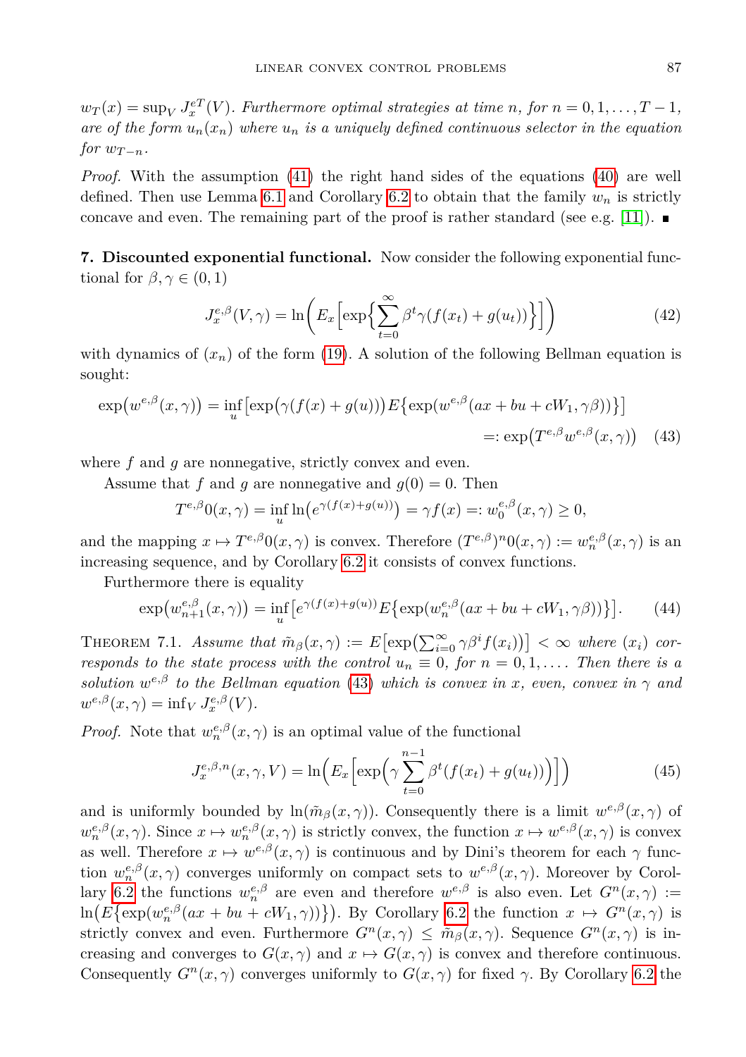$w_T(x) = \sup_V J_x^{eT}(V)$. *Furthermore optimal strategies at time n, for $n = 0, 1, \ldots, T-1$, are of the form $u_n(x_n)$ where $u_n$ is a uniquely defined continuous selector in the equation for $w_{T-n}$.*

*Proof.* With the assumption (41) the right hand sides of the equations (40) are well defined. Then use Lemma 6.1 and Corollary 6.2 to obtain that the family $w_n$ is strictly concave and even. The remaining part of the proof is rather standard (see e.g. [11]). ∎

**7. Discounted exponential functional.** Now consider the following exponential functional for $\beta, \gamma \in (0,1)$

$$J_x^{e,\beta}(V,\gamma) = \ln\bigg(E_x\Big[\exp\Big\{\sum_{t=0}^{\infty} \beta^t \gamma(f(x_t) + g(u_t))\Big\}\Big]\bigg) \tag{42}$$

with dynamics of $(x_n)$ of the form (19). A solution of the following Bellman equation is sought:

$$\begin{aligned}\exp\big(w^{e,\beta}(x,\gamma)\big) &= \inf_u \big[\exp\big(\gamma(f(x) + g(u))\big) E\big\{\exp(w^{e,\beta}(ax + bu + cW_1, \gamma\beta))\big\}\big] \\ &=: \exp\big(T^{e,\beta} w^{e,\beta}(x,\gamma)\big) \end{aligned}\tag{43}$$

where $f$ and $g$ are nonnegative, strictly convex and even.

Assume that $f$ and $g$ are nonnegative and $g(0) = 0$. Then

$$T^{e,\beta} 0(x,\gamma) = \inf_u \ln\big(e^{\gamma(f(x)+g(u))}\big) = \gamma f(x) =: w_0^{e,\beta}(x,\gamma) \geq 0,$$

and the mapping $x \mapsto T^{e,\beta} 0(x,\gamma)$ is convex. Therefore $(T^{e,\beta})^n 0(x,\gamma) := w_n^{e,\beta}(x,\gamma)$ is an increasing sequence, and by Corollary 6.2 it consists of convex functions.

Furthermore there is equality

$$\exp\big(w_{n+1}^{e,\beta}(x,\gamma)\big) = \inf_u \big[e^{\gamma(f(x)+g(u))} E\big\{\exp(w_n^{e,\beta}(ax + bu + cW_1, \gamma\beta))\big\}\big]. \tag{44}$$

THEOREM 7.1. *Assume that $\tilde{m}_\beta(x,\gamma) := E\big[\exp\big(\sum_{i=0}^{\infty} \gamma\beta^i f(x_i)\big)\big] < \infty$ where $(x_i)$ corresponds to the state process with the control $u_n \equiv 0$, for $n = 0, 1, \ldots$. Then there is a solution $w^{e,\beta}$ to the Bellman equation (43) which is convex in $x$, even, convex in $\gamma$ and $w^{e,\beta}(x,\gamma) = \inf_V J_x^{e,\beta}(V)$.*

*Proof.* Note that $w_n^{e,\beta}(x,\gamma)$ is an optimal value of the functional

$$J_x^{e,\beta,n}(x,\gamma,V) = \ln\Big(E_x\Big[\exp\Big(\gamma \sum_{t=0}^{n-1} \beta^t (f(x_t) + g(u_t))\Big)\Big]\Big) \tag{45}$$

and is uniformly bounded by $\ln(\tilde{m}_\beta(x,\gamma))$. Consequently there is a limit $w^{e,\beta}(x,\gamma)$ of $w_n^{e,\beta}(x,\gamma)$. Since $x \mapsto w_n^{e,\beta}(x,\gamma)$ is strictly convex, the function $x \mapsto w^{e,\beta}(x,\gamma)$ is convex as well. Therefore $x \mapsto w^{e,\beta}(x,\gamma)$ is continuous and by Dini's theorem for each $\gamma$ function $w_n^{e,\beta}(x,\gamma)$ converges uniformly on compact sets to $w^{e,\beta}(x,\gamma)$. Moreover by Corollary 6.2 the functions $w_n^{e,\beta}$ are even and therefore $w^{e,\beta}$ is also even. Let $G^n(x,\gamma) := \ln\big(E\big\{\exp(w_n^{e,\beta}(ax + bu + cW_1, \gamma))\big\}\big)$. By Corollary 6.2 the function $x \mapsto G^n(x,\gamma)$ is strictly convex and even. Furthermore $G^n(x,\gamma) \leq \tilde{m}_\beta(x,\gamma)$. Sequence $G^n(x,\gamma)$ is increasing and converges to $G(x,\gamma)$ and $x \mapsto G(x,\gamma)$ is convex and therefore continuous. Consequently $G^n(x,\gamma)$ converges uniformly to $G(x,\gamma)$ for fixed $\gamma$. By Corollary 6.2 the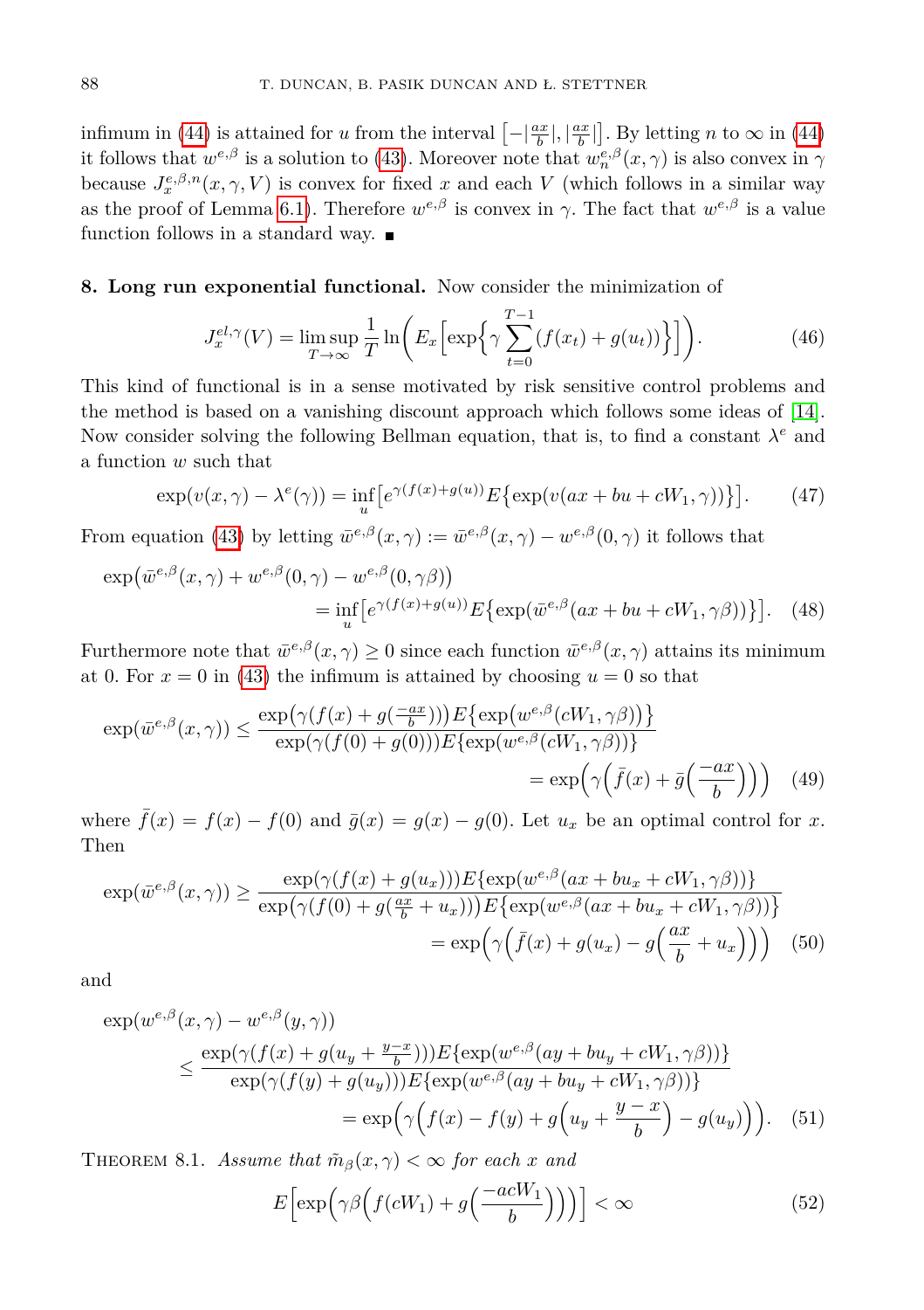infimum in (44) is attained for $u$ from the interval $\left[-|\frac{ax}{b}|, |\frac{ax}{b}|\right]$. By letting $n$ to $\infty$ in (44) it follows that $w^{e,\beta}$ is a solution to (43). Moreover note that $w_n^{e,\beta}(x,\gamma)$ is also convex in $\gamma$ because $J_x^{e,\beta,n}(x,\gamma,V)$ is convex for fixed $x$ and each $V$ (which follows in a similar way as the proof of Lemma 6.1). Therefore $w^{e,\beta}$ is convex in $\gamma$. The fact that $w^{e,\beta}$ is a value function follows in a standard way. ∎

**8. Long run exponential functional.** Now consider the minimization of

$$J_x^{el,\gamma}(V) = \limsup_{T\to\infty} \frac{1}{T} \ln\bigg(E_x\Big[\exp\Big\{\gamma \sum_{t=0}^{T-1} (f(x_t) + g(u_t))\Big\}\Big]\bigg). \tag{46}$$

This kind of functional is in a sense motivated by risk sensitive control problems and the method is based on a vanishing discount approach which follows some ideas of [14]. Now consider solving the following Bellman equation, that is, to find a constant $\lambda^e$ and a function $w$ such that

$$\exp(v(x,\gamma) - \lambda^e(\gamma)) = \inf_u \big[e^{\gamma(f(x)+g(u))} E\big\{\exp(v(ax+bu+cW_1,\gamma))\big\}\big]. \tag{47}$$

From equation (43) by letting $\bar{w}^{e,\beta}(x,\gamma) := \bar{w}^{e,\beta}(x,\gamma) - w^{e,\beta}(0,\gamma)$ it follows that

$$\begin{aligned}\exp\big(\bar{w}^{e,\beta}(x,\gamma) &+ w^{e,\beta}(0,\gamma) - w^{e,\beta}(0,\gamma\beta)\big) \\ &= \inf_u \big[e^{\gamma(f(x)+g(u))} E\big\{\exp(\bar{w}^{e,\beta}(ax+bu+cW_1,\gamma\beta))\big\}\big]. \end{aligned}\tag{48}$$

Furthermore note that $\bar{w}^{e,\beta}(x,\gamma) \geq 0$ since each function $\bar{w}^{e,\beta}(x,\gamma)$ attains its minimum at 0. For $x = 0$ in (43) the infimum is attained by choosing $u = 0$ so that

$$\begin{aligned}\exp(\bar{w}^{e,\beta}(x,\gamma)) &\leq \frac{\exp\big(\gamma(f(x) + g(\frac{-ax}{b}))\big) E\big\{\exp\big(w^{e,\beta}(cW_1,\gamma\beta)\big)\big\}}{\exp(\gamma(f(0)+g(0))) E\{\exp(w^{e,\beta}(cW_1,\gamma\beta))\}} \\ &= \exp\Big(\gamma\Big(\bar{f}(x) + \bar{g}\Big(\frac{-ax}{b}\Big)\Big)\Big)\end{aligned}\tag{49}$$

where $\bar{f}(x) = f(x) - f(0)$ and $\bar{g}(x) = g(x) - g(0)$. Let $u_x$ be an optimal control for $x$. Then

$$\begin{aligned}\exp(\bar{w}^{e,\beta}(x,\gamma)) &\geq \frac{\exp(\gamma(f(x)+g(u_x))) E\{\exp(w^{e,\beta}(ax+bu_x+cW_1,\gamma\beta))\}}{\exp\big(\gamma(f(0)+g(\frac{ax}{b}+u_x))\big) E\big\{\exp(w^{e,\beta}(ax+bu_x+cW_1,\gamma\beta))\big\}} \\ &= \exp\Big(\gamma\Big(\bar{f}(x) + g(u_x) - g\Big(\frac{ax}{b}+u_x\Big)\Big)\Big)\end{aligned}\tag{50}$$

and

$$\begin{aligned}&\exp(w^{e,\beta}(x,\gamma) - w^{e,\beta}(y,\gamma)) \\ &\quad\leq \frac{\exp(\gamma(f(x)+g(u_y+\frac{y-x}{b}))) E\{\exp(w^{e,\beta}(ay+bu_y+cW_1,\gamma\beta))\}}{\exp(\gamma(f(y)+g(u_y))) E\{\exp(w^{e,\beta}(ay+bu_y+cW_1,\gamma\beta))\}} \\ &\quad= \exp\Big(\gamma\Big(f(x) - f(y) + g\Big(u_y + \frac{y-x}{b}\Big) - g(u_y)\Big)\Big).\end{aligned}\tag{51}$$

THEOREM 8.1. *Assume that $\tilde{m}_\beta(x,\gamma) < \infty$ for each $x$ and*

$$E\Big[\exp\Big(\gamma\beta\Big(f(cW_1) + g\Big(\frac{-acW_1}{b}\Big)\Big)\Big)\Big] < \infty \tag{52}$$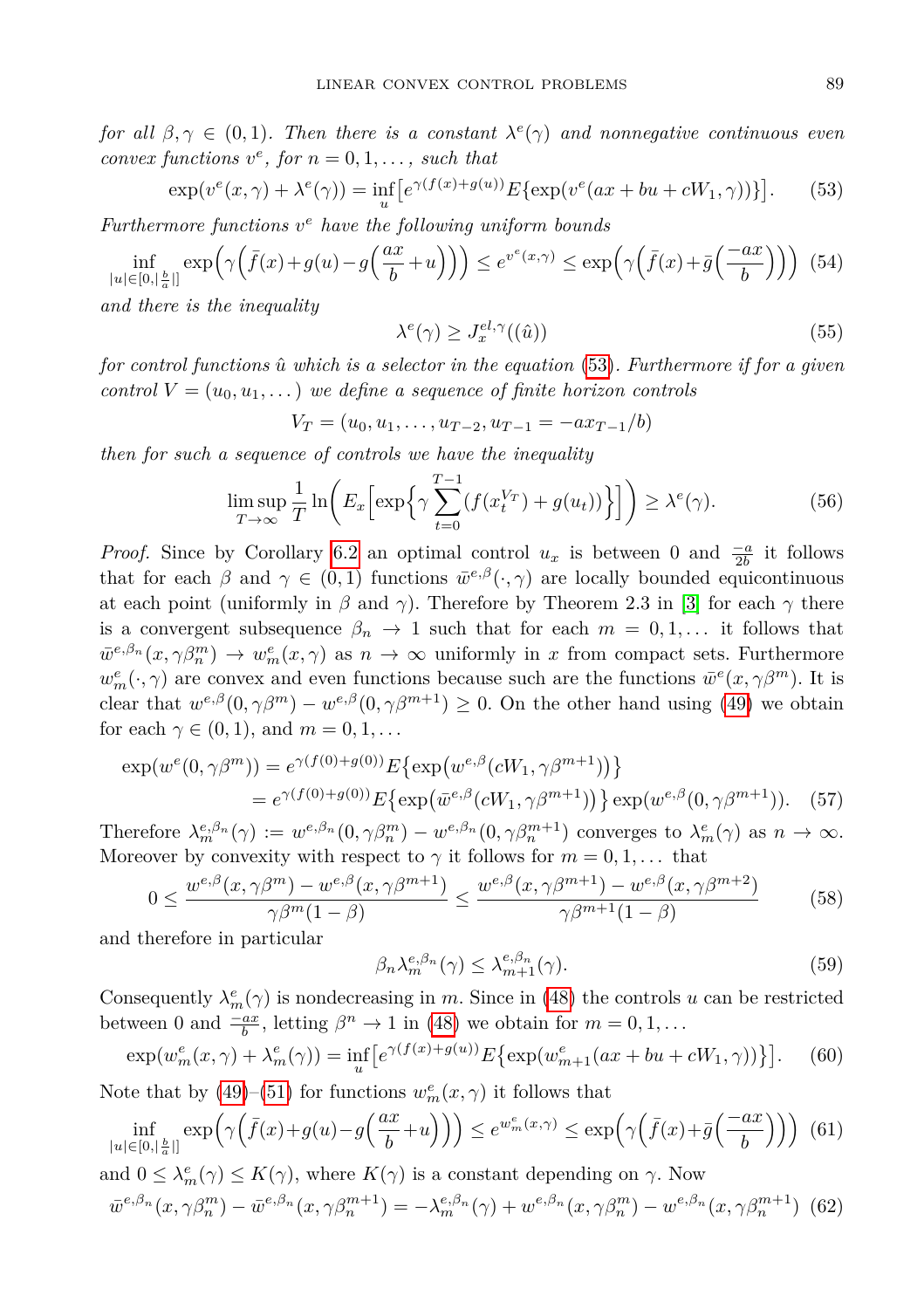*for all $\beta, \gamma \in (0,1)$. Then there is a constant $\lambda^e(\gamma)$ and nonnegative continuous even convex functions $v^e$, for $n = 0, 1, \dots,$ such that*

$$\exp(v^e(x,\gamma) + \lambda^e(\gamma)) = \inf_u \big[e^{\gamma(f(x)+g(u))} E\{\exp(v^e(ax + bu + cW_1, \gamma))\}\big]. \tag{53}$$

*Furthermore functions $v^e$ have the following uniform bounds*

$$\inf_{|u| \in [0, |\frac{b}{a}|]} \exp\Big(\gamma\Big(\bar{f}(x) + g(u) - g\Big(\frac{ax}{b} + u\Big)\Big)\Big) \le e^{v^e(x,\gamma)} \le \exp\Big(\gamma\Big(\bar{f}(x) + \bar{g}\Big(\frac{-ax}{b}\Big)\Big)\Big) \tag{54}$$

*and there is the inequality*

$$\lambda^e(\gamma) \ge J_x^{el,\gamma}((\hat{u})) \tag{55}$$

*for control functions $\hat{u}$ which is a selector in the equation (53). Furthermore if for a given control $V = (u_0, u_1, \dots)$ we define a sequence of finite horizon controls*

$$V_T = (u_0, u_1, \dots, u_{T-2}, u_{T-1} = -ax_{T-1}/b)$$

*then for such a sequence of controls we have the inequality*

$$\limsup_{T \to \infty} \frac{1}{T} \ln\bigg(E_x\Big[\exp\Big\{\gamma \sum_{t=0}^{T-1}(f(x_t^{V_T}) + g(u_t))\Big\}\Big]\bigg) \ge \lambda^e(\gamma). \tag{56}$$

*Proof.* Since by Corollary 6.2 an optimal control $u_x$ is between 0 and $\frac{-a}{2b}$ it follows that for each $\beta$ and $\gamma \in (0,1)$ functions $\bar{w}^{e,\beta}(\cdot,\gamma)$ are locally bounded equicontinuous at each point (uniformly in $\beta$ and $\gamma$). Therefore by Theorem 2.3 in [3] for each $\gamma$ there is a convergent subsequence $\beta_n \to 1$ such that for each $m = 0, 1, \dots$ it follows that $\bar{w}^{e,\beta_n}(x, \gamma\beta_n^m) \to w_m^e(x,\gamma)$ as $n \to \infty$ uniformly in $x$ from compact sets. Furthermore $w_m^e(\cdot,\gamma)$ are convex and even functions because such are the functions $\bar{w}^e(x, \gamma\beta^m)$. It is clear that $w^{e,\beta}(0, \gamma\beta^m) - w^{e,\beta}(0, \gamma\beta^{m+1}) \ge 0$. On the other hand using (49) we obtain for each $\gamma \in (0,1)$, and $m = 0, 1, \dots$

$$\begin{aligned}\exp(w^e(0, \gamma\beta^m)) &= e^{\gamma(f(0)+g(0))} E\big\{\exp\big(w^{e,\beta}(cW_1, \gamma\beta^{m+1})\big)\big\} \\ &= e^{\gamma(f(0)+g(0))} E\big\{\exp\big(\bar{w}^{e,\beta}(cW_1, \gamma\beta^{m+1})\big)\big\}\exp(w^{e,\beta}(0, \gamma\beta^{m+1})).\end{aligned} \tag{57}$$

Therefore $\lambda_m^{e,\beta_n}(\gamma) := w^{e,\beta_n}(0, \gamma\beta_n^m) - w^{e,\beta_n}(0, \gamma\beta_n^{m+1})$ converges to $\lambda_m^e(\gamma)$ as $n \to \infty$. Moreover by convexity with respect to $\gamma$ it follows for $m = 0, 1, \dots$ that

$$0 \le \frac{w^{e,\beta}(x, \gamma\beta^m) - w^{e,\beta}(x, \gamma\beta^{m+1})}{\gamma\beta^m(1-\beta)} \le \frac{w^{e,\beta}(x, \gamma\beta^{m+1}) - w^{e,\beta}(x, \gamma\beta^{m+2})}{\gamma\beta^{m+1}(1-\beta)} \tag{58}$$

and therefore in particular

$$\beta_n \lambda_m^{e,\beta_n}(\gamma) \le \lambda_{m+1}^{e,\beta_n}(\gamma). \tag{59}$$

Consequently $\lambda_m^e(\gamma)$ is nondecreasing in $m$. Since in (48) the controls $u$ can be restricted between 0 and $\frac{-ax}{b}$, letting $\beta^n \to 1$ in (48) we obtain for $m = 0, 1, \dots$

$$\exp(w_m^e(x,\gamma) + \lambda_m^e(\gamma)) = \inf_u \big[e^{\gamma(f(x)+g(u))} E\big\{\exp(w_{m+1}^e(ax + bu + cW_1, \gamma))\big\}\big]. \tag{60}$$

Note that by (49)–(51) for functions $w_m^e(x,\gamma)$ it follows that

$$\inf_{|u| \in [0, |\frac{b}{a}|]} \exp\Big(\gamma\Big(\bar{f}(x) + g(u) - g\Big(\frac{ax}{b} + u\Big)\Big)\Big) \le e^{w_m^e(x,\gamma)} \le \exp\Big(\gamma\Big(\bar{f}(x) + \bar{g}\Big(\frac{-ax}{b}\Big)\Big)\Big) \tag{61}$$

and $0 \le \lambda_m^e(\gamma) \le K(\gamma)$, where $K(\gamma)$ is a constant depending on $\gamma$. Now

$$\bar{w}^{e,\beta_n}(x, \gamma\beta_n^m) - \bar{w}^{e,\beta_n}(x, \gamma\beta_n^{m+1}) = -\lambda_m^{e,\beta_n}(\gamma) + w^{e,\beta_n}(x, \gamma\beta_n^m) - w^{e,\beta_n}(x, \gamma\beta_n^{m+1}) \tag{62}$$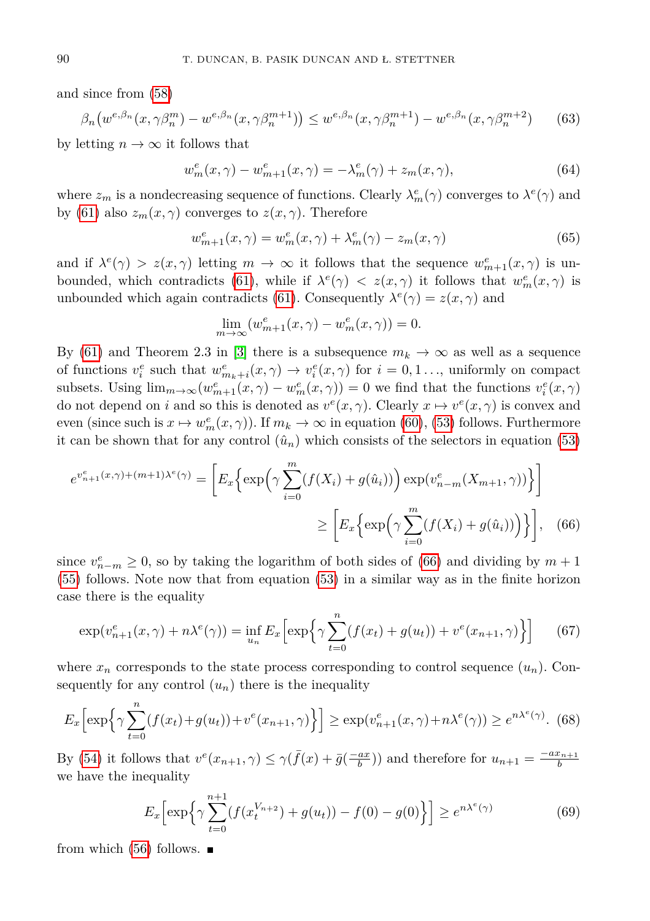and since from (58)

$$\beta_n\big(w^{e,\beta_n}(x,\gamma\beta_n^m) - w^{e,\beta_n}(x,\gamma\beta_n^{m+1})\big) \le w^{e,\beta_n}(x,\gamma\beta_n^{m+1}) - w^{e,\beta_n}(x,\gamma\beta_n^{m+2}) \tag{63}$$

by letting $n \to \infty$ it follows that

$$w_m^e(x,\gamma) - w_{m+1}^e(x,\gamma) = -\lambda_m^e(\gamma) + z_m(x,\gamma), \tag{64}$$

where $z_m$ is a nondecreasing sequence of functions. Clearly $\lambda_m^e(\gamma)$ converges to $\lambda^e(\gamma)$ and by (61) also $z_m(x,\gamma)$ converges to $z(x,\gamma)$. Therefore

$$w_{m+1}^e(x,\gamma) = w_m^e(x,\gamma) + \lambda_m^e(\gamma) - z_m(x,\gamma) \tag{65}$$

and if $\lambda^e(\gamma) > z(x,\gamma)$ letting $m \to \infty$ it follows that the sequence $w_{m+1}^e(x,\gamma)$ is unbounded, which contradicts (61), while if $\lambda^e(\gamma) < z(x,\gamma)$ it follows that $w_m^e(x,\gamma)$ is unbounded which again contradicts (61). Consequently $\lambda^e(\gamma) = z(x,\gamma)$ and

$$\lim_{m\to\infty} (w_{m+1}^e(x,\gamma) - w_m^e(x,\gamma)) = 0.$$

By (61) and Theorem 2.3 in [3] there is a subsequence $m_k \to \infty$ as well as a sequence of functions $v_i^e$ such that $w_{m_k+i}^e(x,\gamma) \to v_i^e(x,\gamma)$ for $i = 0,1\ldots$, uniformly on compact subsets. Using $\lim_{m\to\infty}(w_{m+1}^e(x,\gamma) - w_m^e(x,\gamma)) = 0$ we find that the functions $v_i^e(x,\gamma)$ do not depend on $i$ and so this is denoted as $v^e(x,\gamma)$. Clearly $x \mapsto v^e(x,\gamma)$ is convex and even (since such is $x \mapsto w_m^e(x,\gamma)$). If $m_k \to \infty$ in equation (60), (53) follows. Furthermore it can be shown that for any control $(\hat{u}_n)$ which consists of the selectors in equation (53)

$$\begin{aligned} e^{v_{n+1}^e(x,\gamma)+(m+1)\lambda^e(\gamma)} &= \Big[E_x\Big\{\exp\Big(\gamma\sum_{i=0}^m (f(X_i)+g(\hat{u}_i))\Big)\exp(v_{n-m}^e(X_{m+1},\gamma))\Big\}\Big] \\ &\ge \Big[E_x\Big\{\exp\Big(\gamma\sum_{i=0}^m (f(X_i)+g(\hat{u}_i))\Big)\Big\}\Big], \end{aligned} \tag{66}$$

since $v_{n-m}^e \ge 0$, so by taking the logarithm of both sides of (66) and dividing by $m+1$ (55) follows. Note now that from equation (53) in a similar way as in the finite horizon case there is the equality

$$\exp(v_{n+1}^e(x,\gamma) + n\lambda^e(\gamma)) = \inf_{u_n} E_x\Big[\exp\Big\{\gamma\sum_{t=0}^n (f(x_t)+g(u_t)) + v^e(x_{n+1},\gamma)\Big\}\Big] \tag{67}$$

where $x_n$ corresponds to the state process corresponding to control sequence $(u_n)$. Consequently for any control $(u_n)$ there is the inequality

$$E_x\Big[\exp\Big\{\gamma\sum_{t=0}^n (f(x_t)+g(u_t)) + v^e(x_{n+1},\gamma)\Big\}\Big] \ge \exp(v_{n+1}^e(x,\gamma)+n\lambda^e(\gamma)) \ge e^{n\lambda^e(\gamma)}. \tag{68}$$

By (54) it follows that $v^e(x_{n+1},\gamma) \le \gamma(\bar{f}(x) + \bar{g}(\frac{-ax}{b}))$ and therefore for $u_{n+1} = \frac{-ax_{n+1}}{b}$ we have the inequality

$$E_x\Big[\exp\Big\{\gamma\sum_{t=0}^{n+1} (f(x_t^{V_{n+2}}) + g(u_t)) - f(0) - g(0)\Big\}\Big] \ge e^{n\lambda^e(\gamma)} \tag{69}$$

from which (56) follows. ∎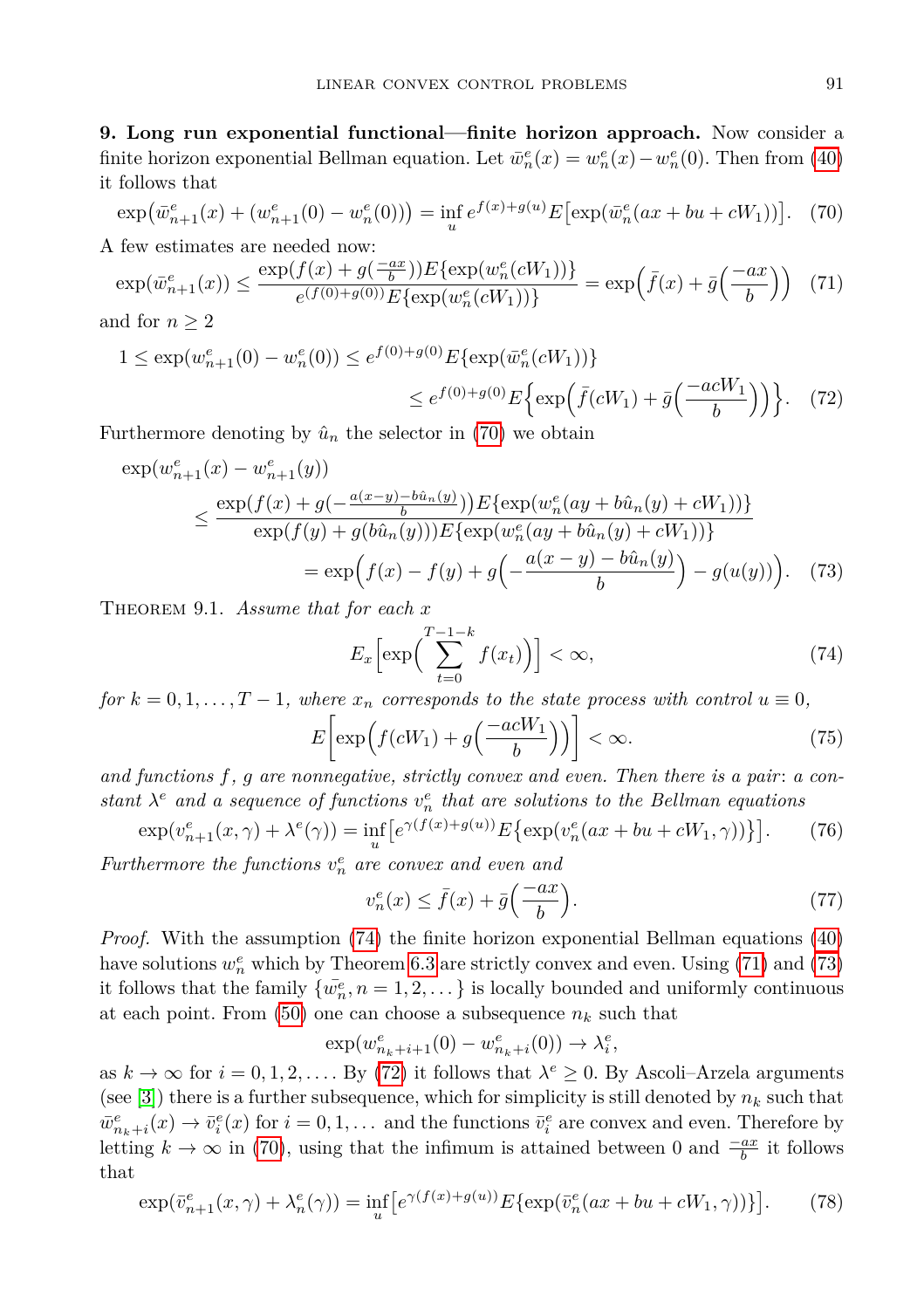**9. Long run exponential functional—finite horizon approach.** Now consider a finite horizon exponential Bellman equation. Let $\bar{w}_n^e(x) = w_n^e(x) - w_n^e(0)$. Then from (40) it follows that

$$\exp\big(\bar{w}_{n+1}^e(x) + (w_{n+1}^e(0) - w_n^e(0))\big) = \inf_u e^{f(x)+g(u)} E\big[\exp(\bar{w}_n^e(ax+bu+cW_1))\big]. \quad (70)$$

A few estimates are needed now:

$$\exp(\bar{w}_{n+1}^e(x)) \leq \frac{\exp(f(x) + g(\frac{-ax}{b}))E\{\exp(w_n^e(cW_1))\}}{e^{(f(0)+g(0))}E\{\exp(w_n^e(cW_1))\}} = \exp\Big(\bar{f}(x) + \bar{g}\Big(\frac{-ax}{b}\Big)\Big) \quad (71)$$

and for $n \geq 2$

$$\begin{aligned} 1 \leq \exp(w_{n+1}^e(0) - w_n^e(0)) &\leq e^{f(0)+g(0)} E\{\exp(\bar{w}_n^e(cW_1))\} \\ &\leq e^{f(0)+g(0)} E\Big\{\exp\Big(\bar{f}(cW_1) + \bar{g}\Big(\frac{-acW_1}{b}\Big)\Big)\Big\}. \end{aligned} \quad (72)$$

Furthermore denoting by $\hat{u}_n$ the selector in (70) we obtain

$$\begin{aligned} &\exp(w_{n+1}^e(x) - w_{n+1}^e(y)) \\ &\quad\leq \frac{\exp(f(x) + g(-\frac{a(x-y)-b\hat{u}_n(y)}{b}))E\{\exp(w_n^e(ay+b\hat{u}_n(y)+cW_1))\}}{\exp(f(y)+g(b\hat{u}_n(y)))E\{\exp(w_n^e(ay+b\hat{u}_n(y)+cW_1))\}} \\ &\quad= \exp\Big(f(x) - f(y) + g\Big(-\frac{a(x-y)-b\hat{u}_n(y)}{b}\Big) - g(u(y))\Big). \end{aligned} \quad (73)$$

THEOREM 9.1. *Assume that for each $x$*

$$E_x\Big[\exp\Big(\sum_{t=0}^{T-1-k} f(x_t)\Big)\Big] < \infty, \quad (74)$$

*for $k = 0, 1, \ldots, T-1$, where $x_n$ corresponds to the state process with control $u \equiv 0$,*

$$E\bigg[\exp\Big(f(cW_1) + g\Big(\frac{-acW_1}{b}\Big)\Big)\bigg] < \infty. \quad (75)$$

*and functions $f$, $g$ are nonnegative, strictly convex and even. Then there is a pair: a constant $\lambda^e$ and a sequence of functions $v_n^e$ that are solutions to the Bellman equations*

$$\exp(v_{n+1}^e(x,\gamma) + \lambda^e(\gamma)) = \inf_u\big[e^{\gamma(f(x)+g(u))}E\big\{\exp(v_n^e(ax+bu+cW_1,\gamma))\big\}\big]. \quad (76)$$

*Furthermore the functions $v_n^e$ are convex and even and*

$$v_n^e(x) \leq \bar{f}(x) + \bar{g}\Big(\frac{-ax}{b}\Big). \quad (77)$$

*Proof.* With the assumption (74) the finite horizon exponential Bellman equations (40) have solutions $w_n^e$ which by Theorem 6.3 are strictly convex and even. Using (71) and (73) it follows that the family $\{\bar{w}_n^e, n = 1, 2, \ldots\}$ is locally bounded and uniformly continuous at each point. From (50) one can choose a subsequence $n_k$ such that

$$\exp(w_{n_k+i+1}^e(0) - w_{n_k+i}^e(0)) \to \lambda_i^e,$$

as $k \to \infty$ for $i = 0, 1, 2, \ldots$. By (72) it follows that $\lambda^e \geq 0$. By Ascoli–Arzela arguments (see [3]) there is a further subsequence, which for simplicity is still denoted by $n_k$ such that $\bar{w}_{n_k+i}^e(x) \to \bar{v}_i^e(x)$ for $i = 0, 1, \ldots$ and the functions $\bar{v}_i^e$ are convex and even. Therefore by letting $k \to \infty$ in (70), using that the infimum is attained between 0 and $\frac{-ax}{b}$ it follows that

$$\exp(\bar{v}_{n+1}^e(x,\gamma) + \lambda_n^e(\gamma)) = \inf_u\big[e^{\gamma(f(x)+g(u))}E\{\exp(\bar{v}_n^e(ax+bu+cW_1,\gamma))\}\big]. \quad (78)$$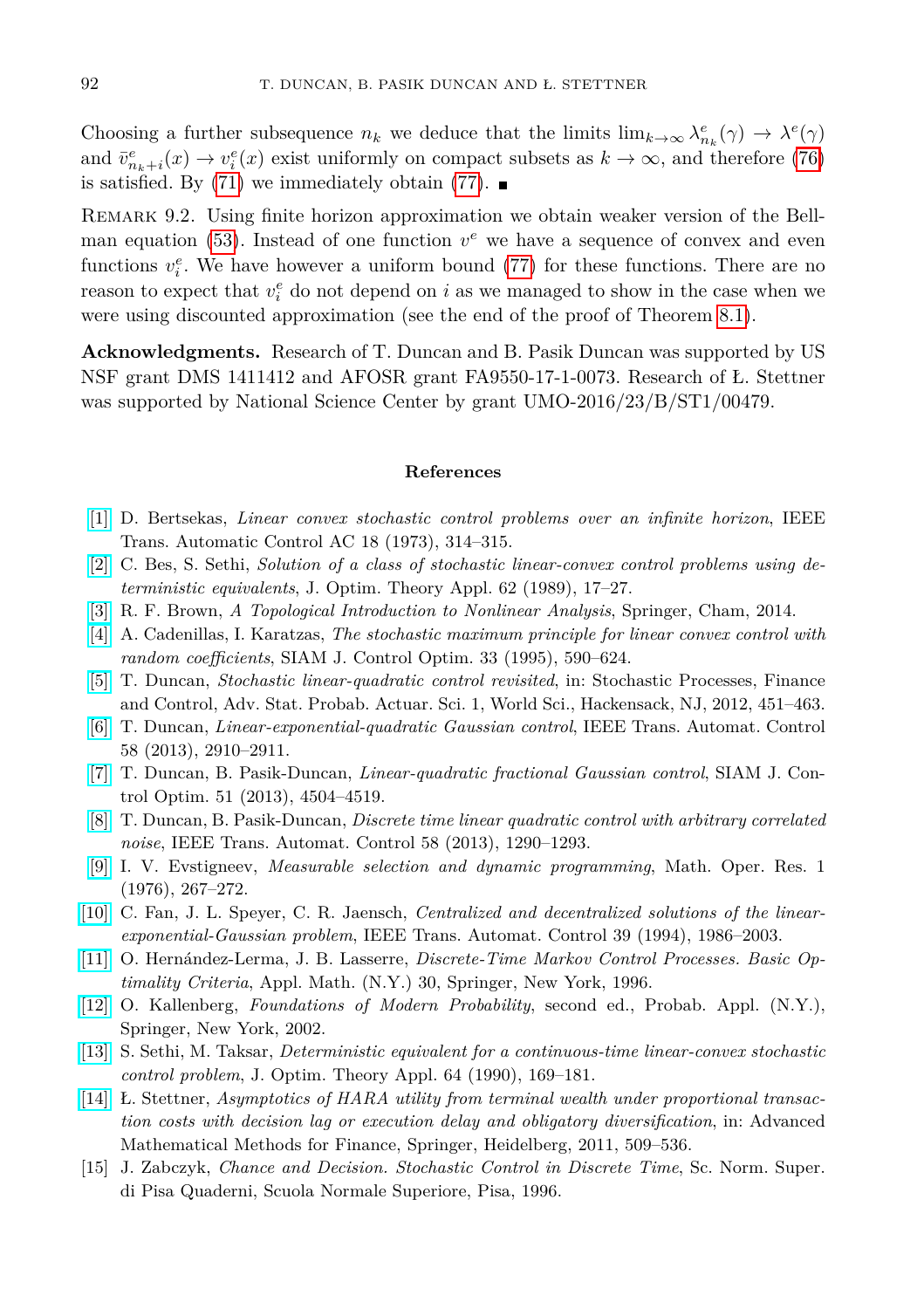Choosing a further subsequence $n_k$ we deduce that the limits $\lim_{k\to\infty} \lambda^e_{n_k}(\gamma) \to \lambda^e(\gamma)$ and $\bar{v}^e_{n_k+i}(x) \to v^e_i(x)$ exist uniformly on compact subsets as $k \to \infty$, and therefore (76) is satisfied. By (71) we immediately obtain (77). ∎

Remark 9.2. Using finite horizon approximation we obtain weaker version of the Bellman equation (53). Instead of one function $v^e$ we have a sequence of convex and even functions $v^e_i$. We have however a uniform bound (77) for these functions. There are no reason to expect that $v^e_i$ do not depend on $i$ as we managed to show in the case when we were using discounted approximation (see the end of the proof of Theorem 8.1).

**Acknowledgments.** Research of T. Duncan and B. Pasik Duncan was supported by US NSF grant DMS 1411412 and AFOSR grant FA9550-17-1-0073. Research of Ł. Stettner was supported by National Science Center by grant UMO-2016/23/B/ST1/00479.

## References

[1] D. Bertsekas, *Linear convex stochastic control problems over an infinite horizon*, IEEE Trans. Automatic Control AC 18 (1973), 314–315.

[2] C. Bes, S. Sethi, *Solution of a class of stochastic linear-convex control problems using deterministic equivalents*, J. Optim. Theory Appl. 62 (1989), 17–27.

[3] R. F. Brown, *A Topological Introduction to Nonlinear Analysis*, Springer, Cham, 2014.

[4] A. Cadenillas, I. Karatzas, *The stochastic maximum principle for linear convex control with random coefficients*, SIAM J. Control Optim. 33 (1995), 590–624.

[5] T. Duncan, *Stochastic linear-quadratic control revisited*, in: Stochastic Processes, Finance and Control, Adv. Stat. Probab. Actuar. Sci. 1, World Sci., Hackensack, NJ, 2012, 451–463.

[6] T. Duncan, *Linear-exponential-quadratic Gaussian control*, IEEE Trans. Automat. Control 58 (2013), 2910–2911.

[7] T. Duncan, B. Pasik-Duncan, *Linear-quadratic fractional Gaussian control*, SIAM J. Control Optim. 51 (2013), 4504–4519.

[8] T. Duncan, B. Pasik-Duncan, *Discrete time linear quadratic control with arbitrary correlated noise*, IEEE Trans. Automat. Control 58 (2013), 1290–1293.

[9] I. V. Evstigneev, *Measurable selection and dynamic programming*, Math. Oper. Res. 1 (1976), 267–272.

[10] C. Fan, J. L. Speyer, C. R. Jaensch, *Centralized and decentralized solutions of the linear-exponential-Gaussian problem*, IEEE Trans. Automat. Control 39 (1994), 1986–2003.

[11] O. Hernández-Lerma, J. B. Lasserre, *Discrete-Time Markov Control Processes. Basic Optimality Criteria*, Appl. Math. (N.Y.) 30, Springer, New York, 1996.

[12] O. Kallenberg, *Foundations of Modern Probability*, second ed., Probab. Appl. (N.Y.), Springer, New York, 2002.

[13] S. Sethi, M. Taksar, *Deterministic equivalent for a continuous-time linear-convex stochastic control problem*, J. Optim. Theory Appl. 64 (1990), 169–181.

[14] Ł. Stettner, *Asymptotics of HARA utility from terminal wealth under proportional transaction costs with decision lag or execution delay and obligatory diversification*, in: Advanced Mathematical Methods for Finance, Springer, Heidelberg, 2011, 509–536.

[15] J. Zabczyk, *Chance and Decision. Stochastic Control in Discrete Time*, Sc. Norm. Super. di Pisa Quaderni, Scuola Normale Superiore, Pisa, 1996.